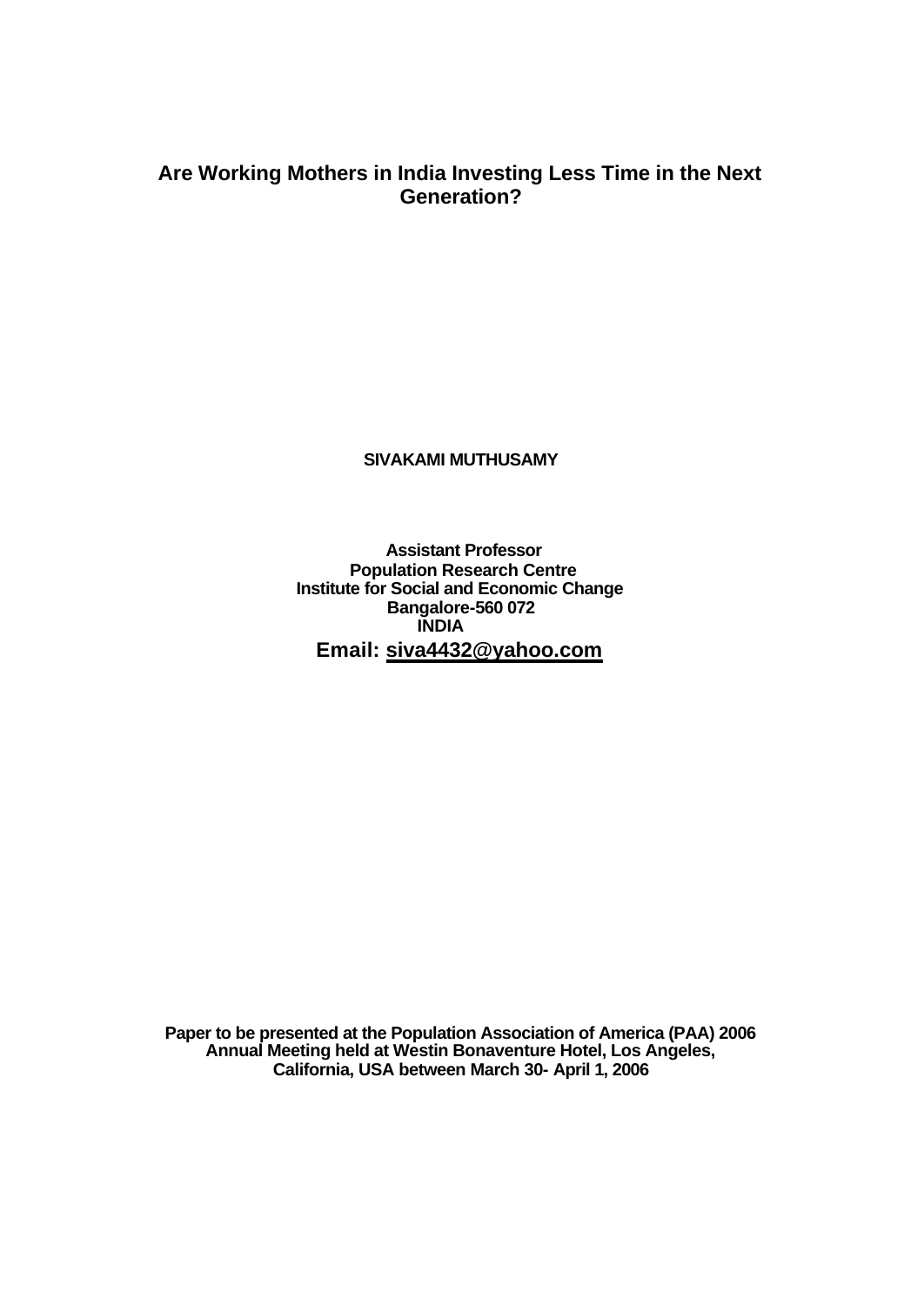# Are Working Mothers in India Investing Less Time in the Next Generation?

**SIVAKAMI MUTHUSAMY**

**Assistant Professor**
**Population Research Centre**
**Institute for Social and Economic Change**
**Bangalore-560 072**
**INDIA**
**Email: siva4432@yahoo.com**

**Paper to be presented at the Population Association of America (PAA) 2006 Annual Meeting held at Westin Bonaventure Hotel, Los Angeles, California, USA between March 30- April 1, 2006**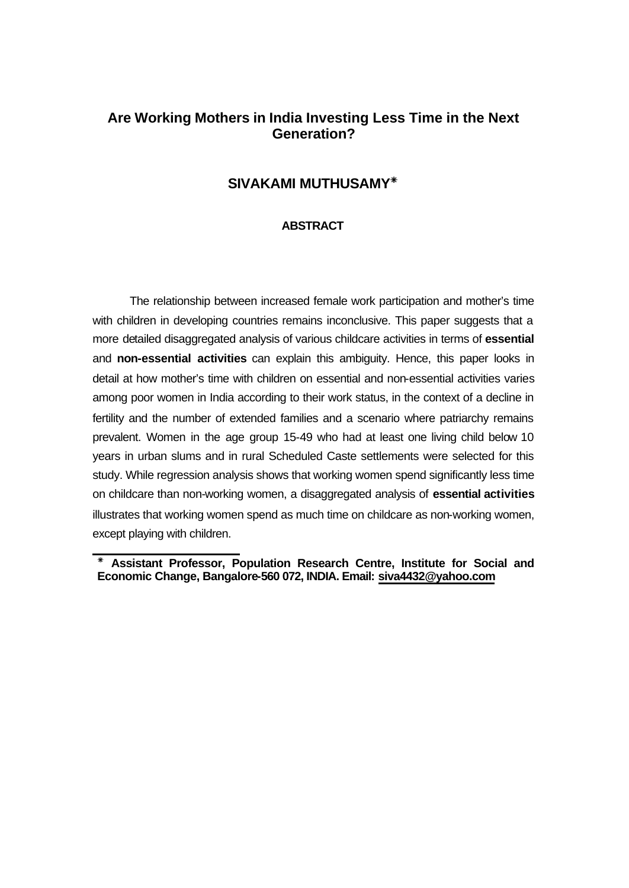## Are Working Mothers in India Investing Less Time in the Next Generation?

### SIVAKAMI MUTHUSAMY*

#### ABSTRACT

The relationship between increased female work participation and mother's time with children in developing countries remains inconclusive. This paper suggests that a more detailed disaggregated analysis of various childcare activities in terms of **essential** and **non-essential activities** can explain this ambiguity. Hence, this paper looks in detail at how mother's time with children on essential and non-essential activities varies among poor women in India according to their work status, in the context of a decline in fertility and the number of extended families and a scenario where patriarchy remains prevalent. Women in the age group 15-49 who had at least one living child below 10 years in urban slums and in rural Scheduled Caste settlements were selected for this study. While regression analysis shows that working women spend significantly less time on childcare than non-working women, a disaggregated analysis of **essential activities** illustrates that working women spend as much time on childcare as non-working women, except playing with children.

---

**\* Assistant Professor, Population Research Centre, Institute for Social and Economic Change, Bangalore-560 072, INDIA. Email: siva4432@yahoo.com**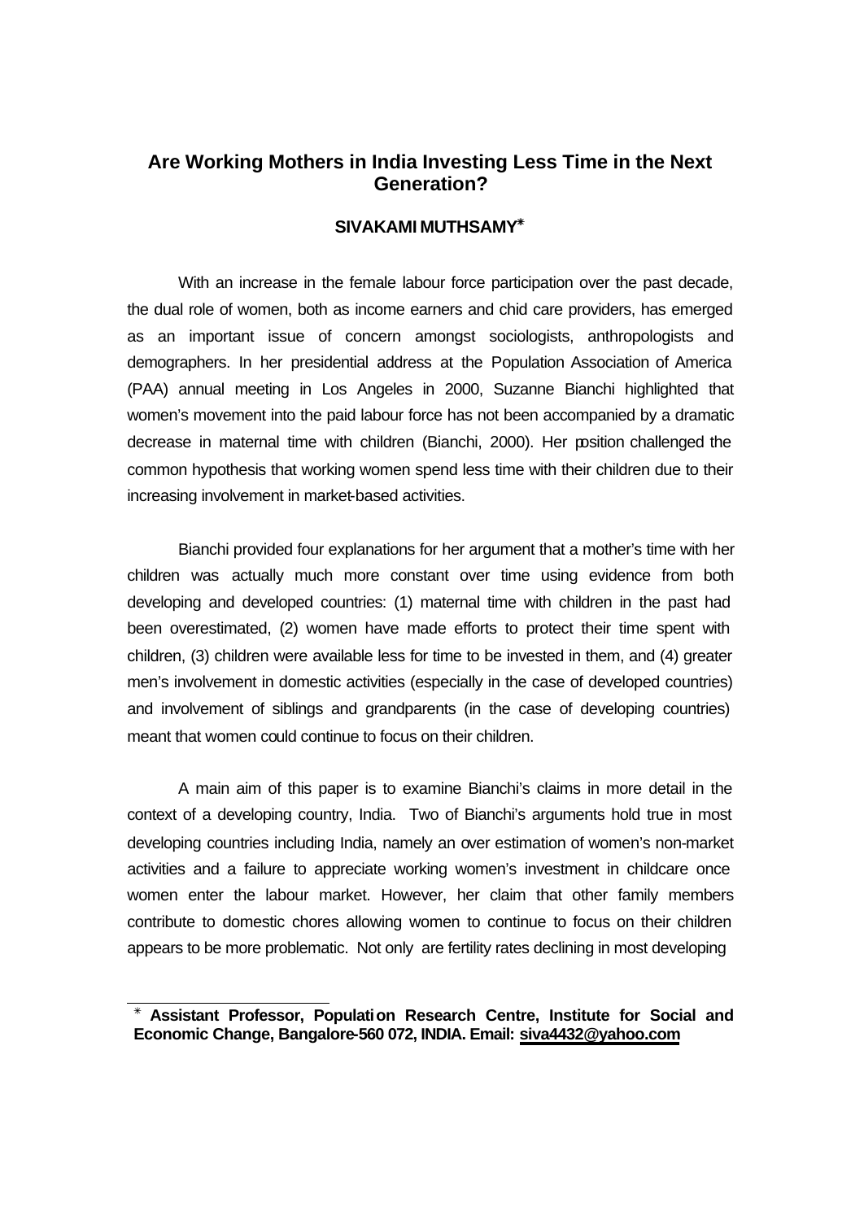# Are Working Mothers in India Investing Less Time in the Next Generation?

**SIVAKAMI MUTHSAMY***

With an increase in the female labour force participation over the past decade, the dual role of women, both as income earners and chid care providers, has emerged as an important issue of concern amongst sociologists, anthropologists and demographers. In her presidential address at the Population Association of America (PAA) annual meeting in Los Angeles in 2000, Suzanne Bianchi highlighted that women's movement into the paid labour force has not been accompanied by a dramatic decrease in maternal time with children (Bianchi, 2000). Her position challenged the common hypothesis that working women spend less time with their children due to their increasing involvement in market-based activities.

Bianchi provided four explanations for her argument that a mother's time with her children was actually much more constant over time using evidence from both developing and developed countries: (1) maternal time with children in the past had been overestimated, (2) women have made efforts to protect their time spent with children, (3) children were available less for time to be invested in them, and (4) greater men's involvement in domestic activities (especially in the case of developed countries) and involvement of siblings and grandparents (in the case of developing countries) meant that women could continue to focus on their children.

A main aim of this paper is to examine Bianchi's claims in more detail in the context of a developing country, India. Two of Bianchi's arguments hold true in most developing countries including India, namely an over estimation of women's non-market activities and a failure to appreciate working women's investment in childcare once women enter the labour market. However, her claim that other family members contribute to domestic chores allowing women to continue to focus on their children appears to be more problematic. Not only are fertility rates declining in most developing

---

* **Assistant Professor, Population Research Centre, Institute for Social and Economic Change, Bangalore-560 072, INDIA. Email: siva4432@yahoo.com**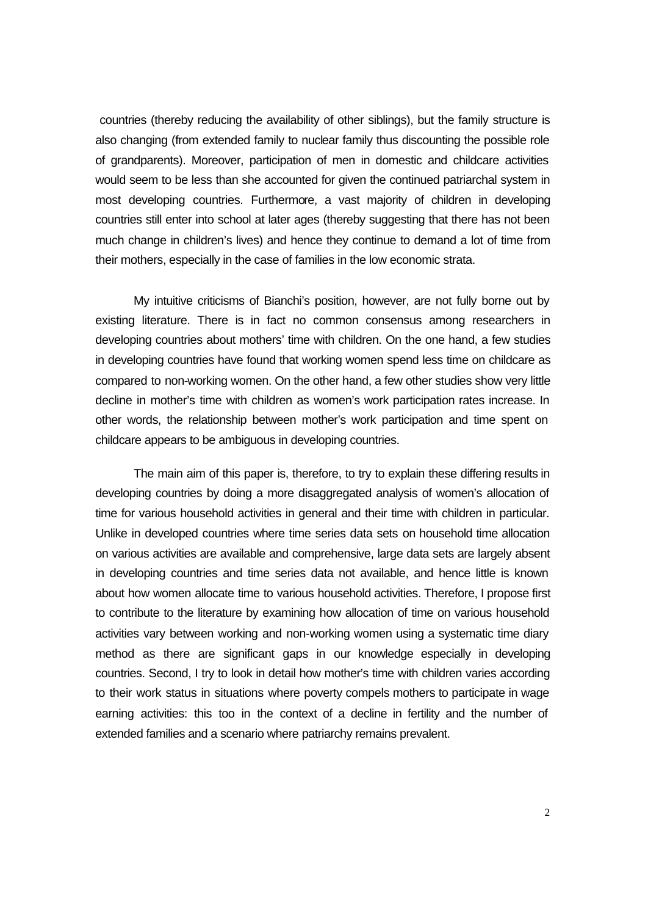countries (thereby reducing the availability of other siblings), but the family structure is also changing (from extended family to nuclear family thus discounting the possible role of grandparents). Moreover, participation of men in domestic and childcare activities would seem to be less than she accounted for given the continued patriarchal system in most developing countries. Furthermore, a vast majority of children in developing countries still enter into school at later ages (thereby suggesting that there has not been much change in children's lives) and hence they continue to demand a lot of time from their mothers, especially in the case of families in the low economic strata.

My intuitive criticisms of Bianchi's position, however, are not fully borne out by existing literature. There is in fact no common consensus among researchers in developing countries about mothers' time with children. On the one hand, a few studies in developing countries have found that working women spend less time on childcare as compared to non-working women. On the other hand, a few other studies show very little decline in mother's time with children as women's work participation rates increase. In other words, the relationship between mother's work participation and time spent on childcare appears to be ambiguous in developing countries.

The main aim of this paper is, therefore, to try to explain these differing results in developing countries by doing a more disaggregated analysis of women's allocation of time for various household activities in general and their time with children in particular. Unlike in developed countries where time series data sets on household time allocation on various activities are available and comprehensive, large data sets are largely absent in developing countries and time series data not available, and hence little is known about how women allocate time to various household activities. Therefore, I propose first to contribute to the literature by examining how allocation of time on various household activities vary between working and non-working women using a systematic time diary method as there are significant gaps in our knowledge especially in developing countries. Second, I try to look in detail how mother's time with children varies according to their work status in situations where poverty compels mothers to participate in wage earning activities: this too in the context of a decline in fertility and the number of extended families and a scenario where patriarchy remains prevalent.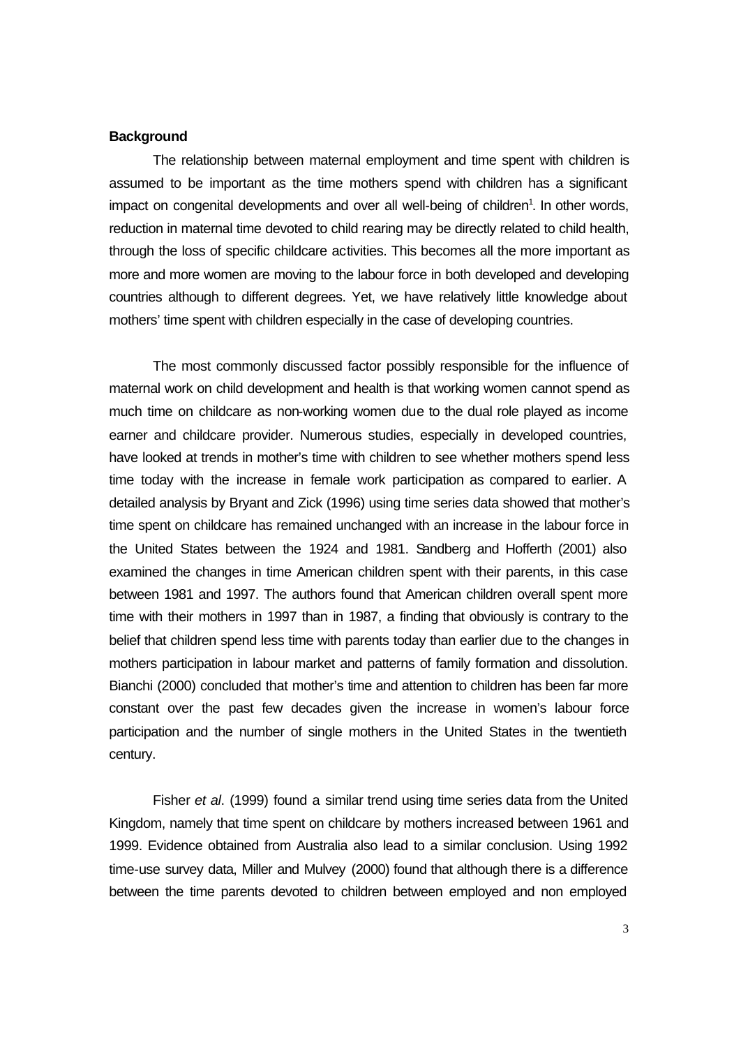**Background**

The relationship between maternal employment and time spent with children is assumed to be important as the time mothers spend with children has a significant impact on congenital developments and over all well-being of children[1]. In other words, reduction in maternal time devoted to child rearing may be directly related to child health, through the loss of specific childcare activities. This becomes all the more important as more and more women are moving to the labour force in both developed and developing countries although to different degrees. Yet, we have relatively little knowledge about mothers' time spent with children especially in the case of developing countries.

The most commonly discussed factor possibly responsible for the influence of maternal work on child development and health is that working women cannot spend as much time on childcare as non-working women due to the dual role played as income earner and childcare provider. Numerous studies, especially in developed countries, have looked at trends in mother's time with children to see whether mothers spend less time today with the increase in female work participation as compared to earlier. A detailed analysis by Bryant and Zick (1996) using time series data showed that mother's time spent on childcare has remained unchanged with an increase in the labour force in the United States between the 1924 and 1981. Sandberg and Hofferth (2001) also examined the changes in time American children spent with their parents, in this case between 1981 and 1997. The authors found that American children overall spent more time with their mothers in 1997 than in 1987, a finding that obviously is contrary to the belief that children spend less time with parents today than earlier due to the changes in mothers participation in labour market and patterns of family formation and dissolution. Bianchi (2000) concluded that mother's time and attention to children has been far more constant over the past few decades given the increase in women's labour force participation and the number of single mothers in the United States in the twentieth century.

Fisher *et al*. (1999) found a similar trend using time series data from the United Kingdom, namely that time spent on childcare by mothers increased between 1961 and 1999. Evidence obtained from Australia also lead to a similar conclusion. Using 1992 time-use survey data, Miller and Mulvey (2000) found that although there is a difference between the time parents devoted to children between employed and non employed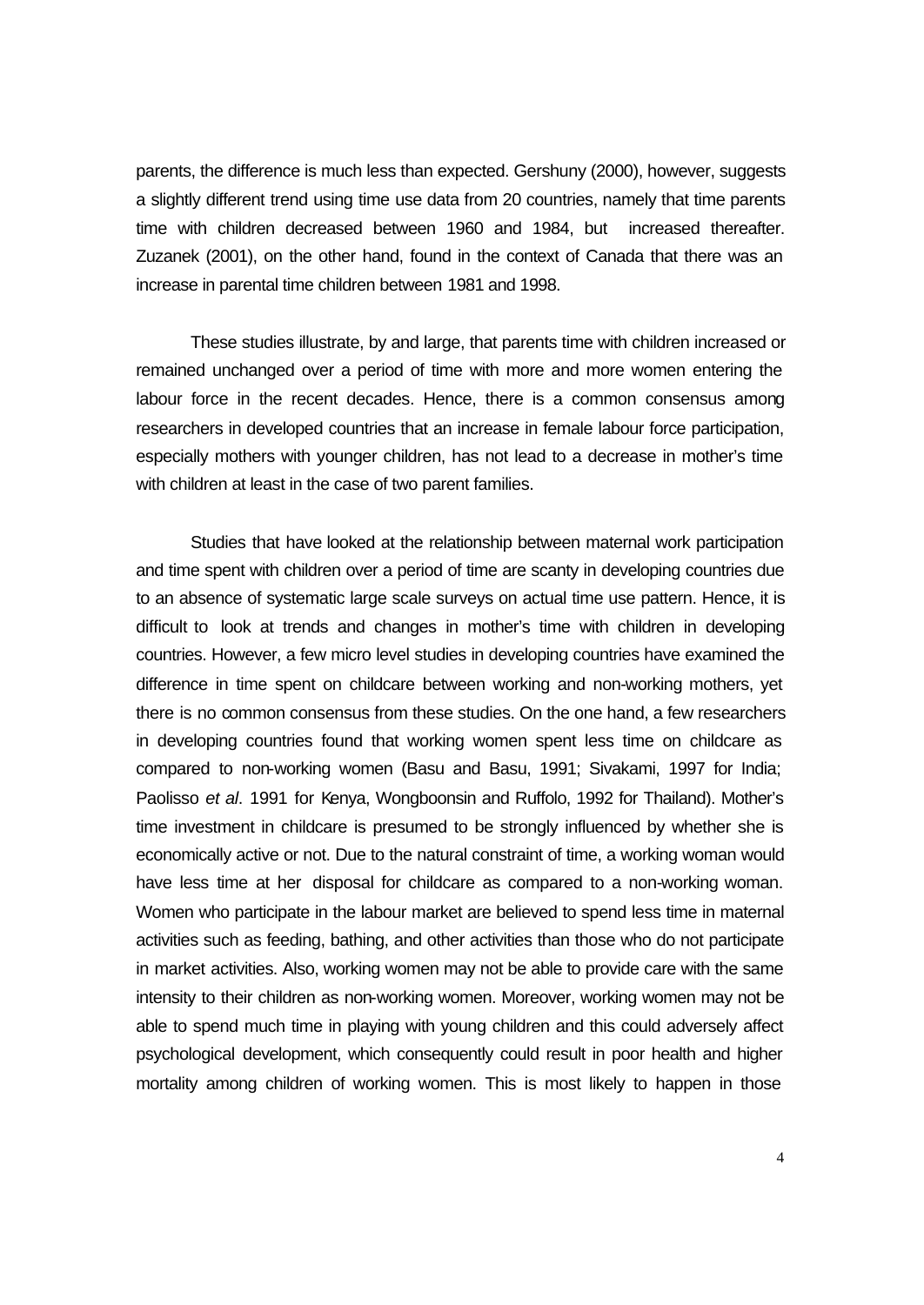parents, the difference is much less than expected. Gershuny (2000), however, suggests a slightly different trend using time use data from 20 countries, namely that time parents time with children decreased between 1960 and 1984, but increased thereafter. Zuzanek (2001), on the other hand, found in the context of Canada that there was an increase in parental time children between 1981 and 1998.

These studies illustrate, by and large, that parents time with children increased or remained unchanged over a period of time with more and more women entering the labour force in the recent decades. Hence, there is a common consensus among researchers in developed countries that an increase in female labour force participation, especially mothers with younger children, has not lead to a decrease in mother's time with children at least in the case of two parent families.

Studies that have looked at the relationship between maternal work participation and time spent with children over a period of time are scanty in developing countries due to an absence of systematic large scale surveys on actual time use pattern. Hence, it is difficult to look at trends and changes in mother's time with children in developing countries. However, a few micro level studies in developing countries have examined the difference in time spent on childcare between working and non-working mothers, yet there is no common consensus from these studies. On the one hand, a few researchers in developing countries found that working women spent less time on childcare as compared to non-working women (Basu and Basu, 1991; Sivakami, 1997 for India; Paolisso *et al*. 1991 for Kenya, Wongboonsin and Ruffolo, 1992 for Thailand). Mother's time investment in childcare is presumed to be strongly influenced by whether she is economically active or not. Due to the natural constraint of time, a working woman would have less time at her disposal for childcare as compared to a non-working woman. Women who participate in the labour market are believed to spend less time in maternal activities such as feeding, bathing, and other activities than those who do not participate in market activities. Also, working women may not be able to provide care with the same intensity to their children as non-working women. Moreover, working women may not be able to spend much time in playing with young children and this could adversely affect psychological development, which consequently could result in poor health and higher mortality among children of working women. This is most likely to happen in those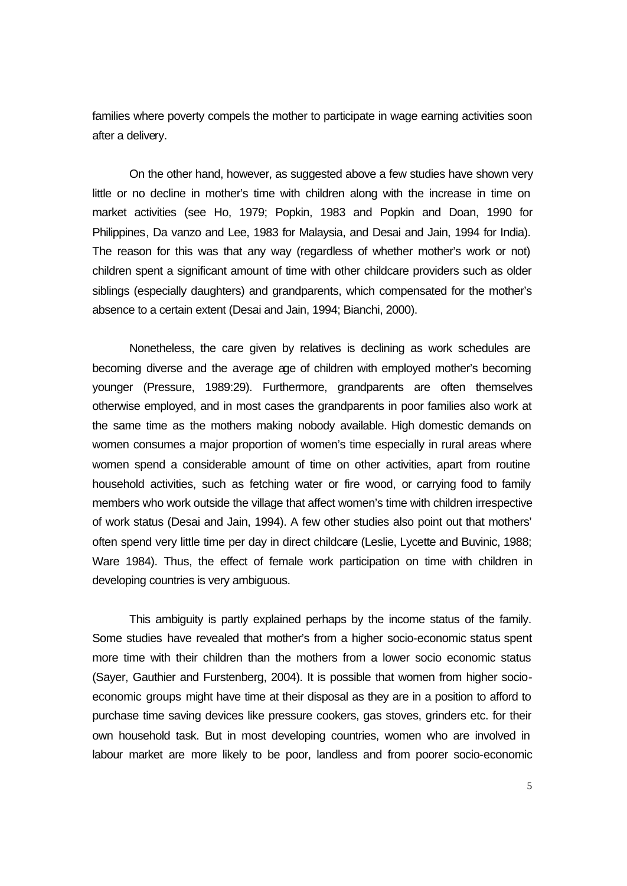families where poverty compels the mother to participate in wage earning activities soon after a delivery.

On the other hand, however, as suggested above a few studies have shown very little or no decline in mother's time with children along with the increase in time on market activities (see Ho, 1979; Popkin, 1983 and Popkin and Doan, 1990 for Philippines, Da vanzo and Lee, 1983 for Malaysia, and Desai and Jain, 1994 for India). The reason for this was that any way (regardless of whether mother's work or not) children spent a significant amount of time with other childcare providers such as older siblings (especially daughters) and grandparents, which compensated for the mother's absence to a certain extent (Desai and Jain, 1994; Bianchi, 2000).

Nonetheless, the care given by relatives is declining as work schedules are becoming diverse and the average age of children with employed mother's becoming younger (Pressure, 1989:29). Furthermore, grandparents are often themselves otherwise employed, and in most cases the grandparents in poor families also work at the same time as the mothers making nobody available. High domestic demands on women consumes a major proportion of women's time especially in rural areas where women spend a considerable amount of time on other activities, apart from routine household activities, such as fetching water or fire wood, or carrying food to family members who work outside the village that affect women's time with children irrespective of work status (Desai and Jain, 1994). A few other studies also point out that mothers' often spend very little time per day in direct childcare (Leslie, Lycette and Buvinic, 1988; Ware 1984). Thus, the effect of female work participation on time with children in developing countries is very ambiguous.

This ambiguity is partly explained perhaps by the income status of the family. Some studies have revealed that mother's from a higher socio-economic status spent more time with their children than the mothers from a lower socio economic status (Sayer, Gauthier and Furstenberg, 2004). It is possible that women from higher socio-economic groups might have time at their disposal as they are in a position to afford to purchase time saving devices like pressure cookers, gas stoves, grinders etc. for their own household task. But in most developing countries, women who are involved in labour market are more likely to be poor, landless and from poorer socio-economic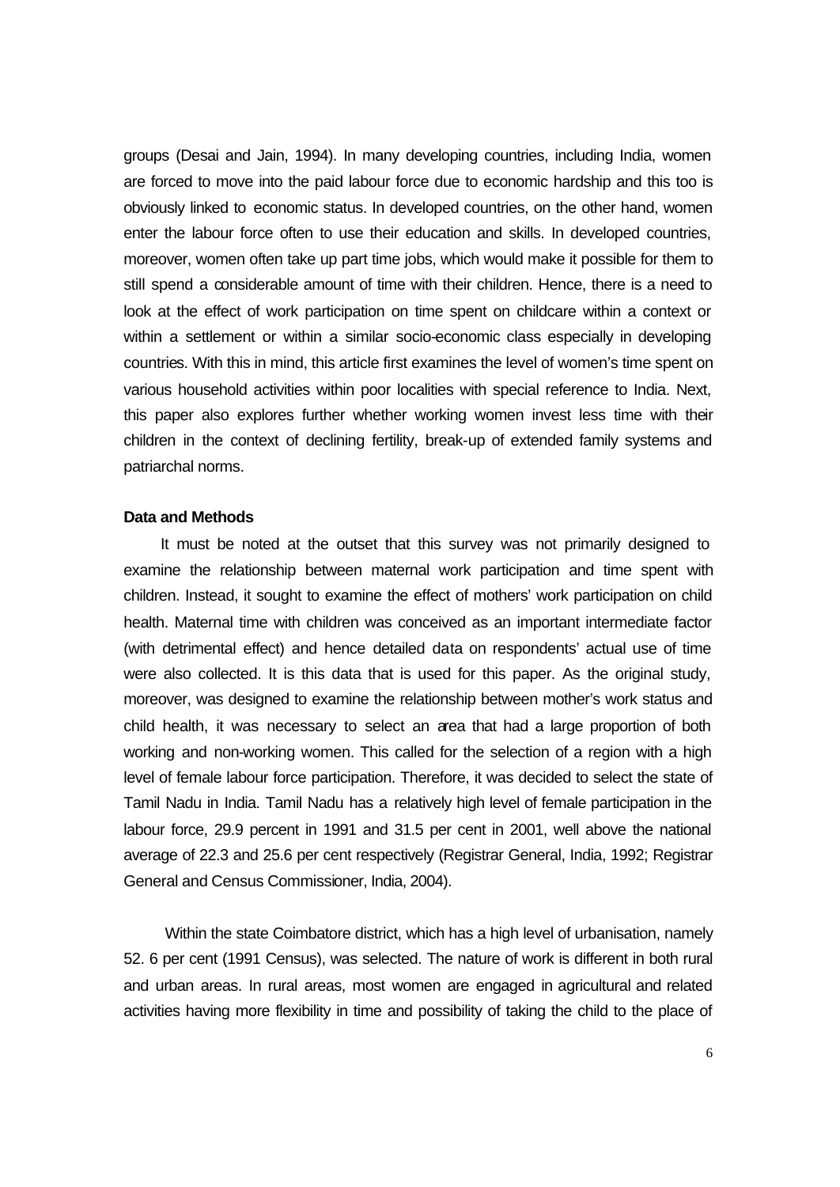groups (Desai and Jain, 1994). In many developing countries, including India, women are forced to move into the paid labour force due to economic hardship and this too is obviously linked to economic status. In developed countries, on the other hand, women enter the labour force often to use their education and skills. In developed countries, moreover, women often take up part time jobs, which would make it possible for them to still spend a considerable amount of time with their children. Hence, there is a need to look at the effect of work participation on time spent on childcare within a context or within a settlement or within a similar socio-economic class especially in developing countries. With this in mind, this article first examines the level of women's time spent on various household activities within poor localities with special reference to India. Next, this paper also explores further whether working women invest less time with their children in the context of declining fertility, break-up of extended family systems and patriarchal norms.

**Data and Methods**

It must be noted at the outset that this survey was not primarily designed to examine the relationship between maternal work participation and time spent with children. Instead, it sought to examine the effect of mothers' work participation on child health. Maternal time with children was conceived as an important intermediate factor (with detrimental effect) and hence detailed data on respondents' actual use of time were also collected. It is this data that is used for this paper. As the original study, moreover, was designed to examine the relationship between mother's work status and child health, it was necessary to select an area that had a large proportion of both working and non-working women. This called for the selection of a region with a high level of female labour force participation. Therefore, it was decided to select the state of Tamil Nadu in India. Tamil Nadu has a relatively high level of female participation in the labour force, 29.9 percent in 1991 and 31.5 per cent in 2001, well above the national average of 22.3 and 25.6 per cent respectively (Registrar General, India, 1992; Registrar General and Census Commissioner, India, 2004).

Within the state Coimbatore district, which has a high level of urbanisation, namely 52. 6 per cent (1991 Census), was selected. The nature of work is different in both rural and urban areas. In rural areas, most women are engaged in agricultural and related activities having more flexibility in time and possibility of taking the child to the place of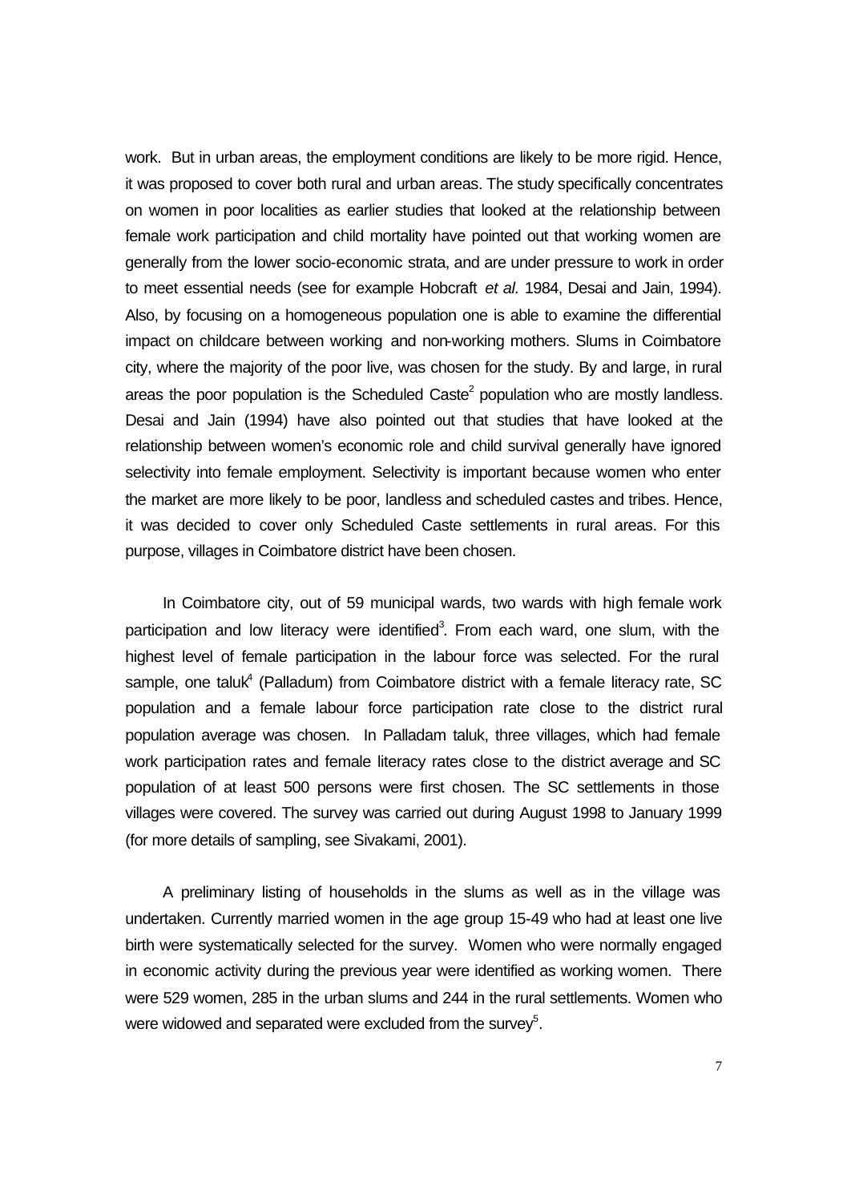work. But in urban areas, the employment conditions are likely to be more rigid. Hence, it was proposed to cover both rural and urban areas. The study specifically concentrates on women in poor localities as earlier studies that looked at the relationship between female work participation and child mortality have pointed out that working women are generally from the lower socio-economic strata, and are under pressure to work in order to meet essential needs (see for example Hobcraft *et al.* 1984, Desai and Jain, 1994). Also, by focusing on a homogeneous population one is able to examine the differential impact on childcare between working and non-working mothers. Slums in Coimbatore city, where the majority of the poor live, was chosen for the study. By and large, in rural areas the poor population is the Scheduled Caste[2] population who are mostly landless. Desai and Jain (1994) have also pointed out that studies that have looked at the relationship between women's economic role and child survival generally have ignored selectivity into female employment. Selectivity is important because women who enter the market are more likely to be poor, landless and scheduled castes and tribes. Hence, it was decided to cover only Scheduled Caste settlements in rural areas. For this purpose, villages in Coimbatore district have been chosen.

In Coimbatore city, out of 59 municipal wards, two wards with high female work participation and low literacy were identified[3]. From each ward, one slum, with the highest level of female participation in the labour force was selected. For the rural sample, one taluk[4] (Palladum) from Coimbatore district with a female literacy rate, SC population and a female labour force participation rate close to the district rural population average was chosen. In Palladam taluk, three villages, which had female work participation rates and female literacy rates close to the district average and SC population of at least 500 persons were first chosen. The SC settlements in those villages were covered. The survey was carried out during August 1998 to January 1999 (for more details of sampling, see Sivakami, 2001).

A preliminary listing of households in the slums as well as in the village was undertaken. Currently married women in the age group 15-49 who had at least one live birth were systematically selected for the survey. Women who were normally engaged in economic activity during the previous year were identified as working women. There were 529 women, 285 in the urban slums and 244 in the rural settlements. Women who were widowed and separated were excluded from the survey[5].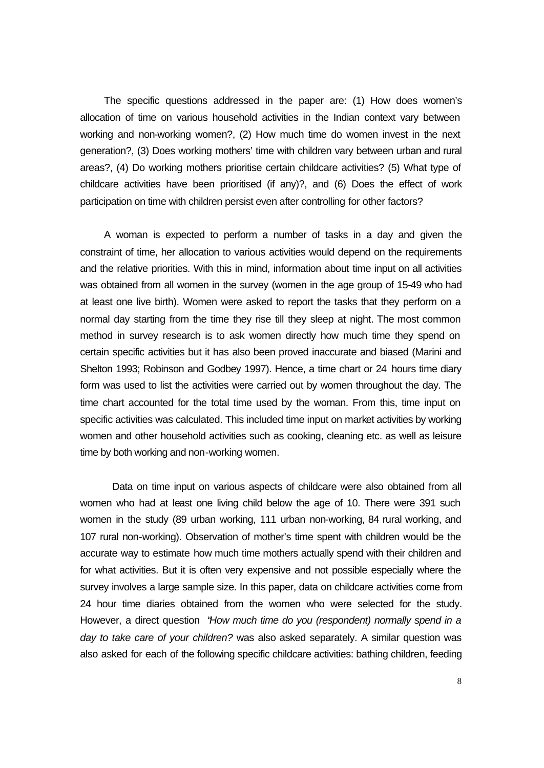The specific questions addressed in the paper are: (1) How does women's allocation of time on various household activities in the Indian context vary between working and non-working women?, (2) How much time do women invest in the next generation?, (3) Does working mothers' time with children vary between urban and rural areas?, (4) Do working mothers prioritise certain childcare activities? (5) What type of childcare activities have been prioritised (if any)?, and (6) Does the effect of work participation on time with children persist even after controlling for other factors?

A woman is expected to perform a number of tasks in a day and given the constraint of time, her allocation to various activities would depend on the requirements and the relative priorities. With this in mind, information about time input on all activities was obtained from all women in the survey (women in the age group of 15-49 who had at least one live birth). Women were asked to report the tasks that they perform on a normal day starting from the time they rise till they sleep at night. The most common method in survey research is to ask women directly how much time they spend on certain specific activities but it has also been proved inaccurate and biased (Marini and Shelton 1993; Robinson and Godbey 1997). Hence, a time chart or 24 hours time diary form was used to list the activities were carried out by women throughout the day. The time chart accounted for the total time used by the woman. From this, time input on specific activities was calculated. This included time input on market activities by working women and other household activities such as cooking, cleaning etc. as well as leisure time by both working and non-working women.

Data on time input on various aspects of childcare were also obtained from all women who had at least one living child below the age of 10. There were 391 such women in the study (89 urban working, 111 urban non-working, 84 rural working, and 107 rural non-working). Observation of mother's time spent with children would be the accurate way to estimate how much time mothers actually spend with their children and for what activities. But it is often very expensive and not possible especially where the survey involves a large sample size. In this paper, data on childcare activities come from 24 hour time diaries obtained from the women who were selected for the study. However, a direct question *"How much time do you (respondent) normally spend in a day to take care of your children?* was also asked separately. A similar question was also asked for each of the following specific childcare activities: bathing children, feeding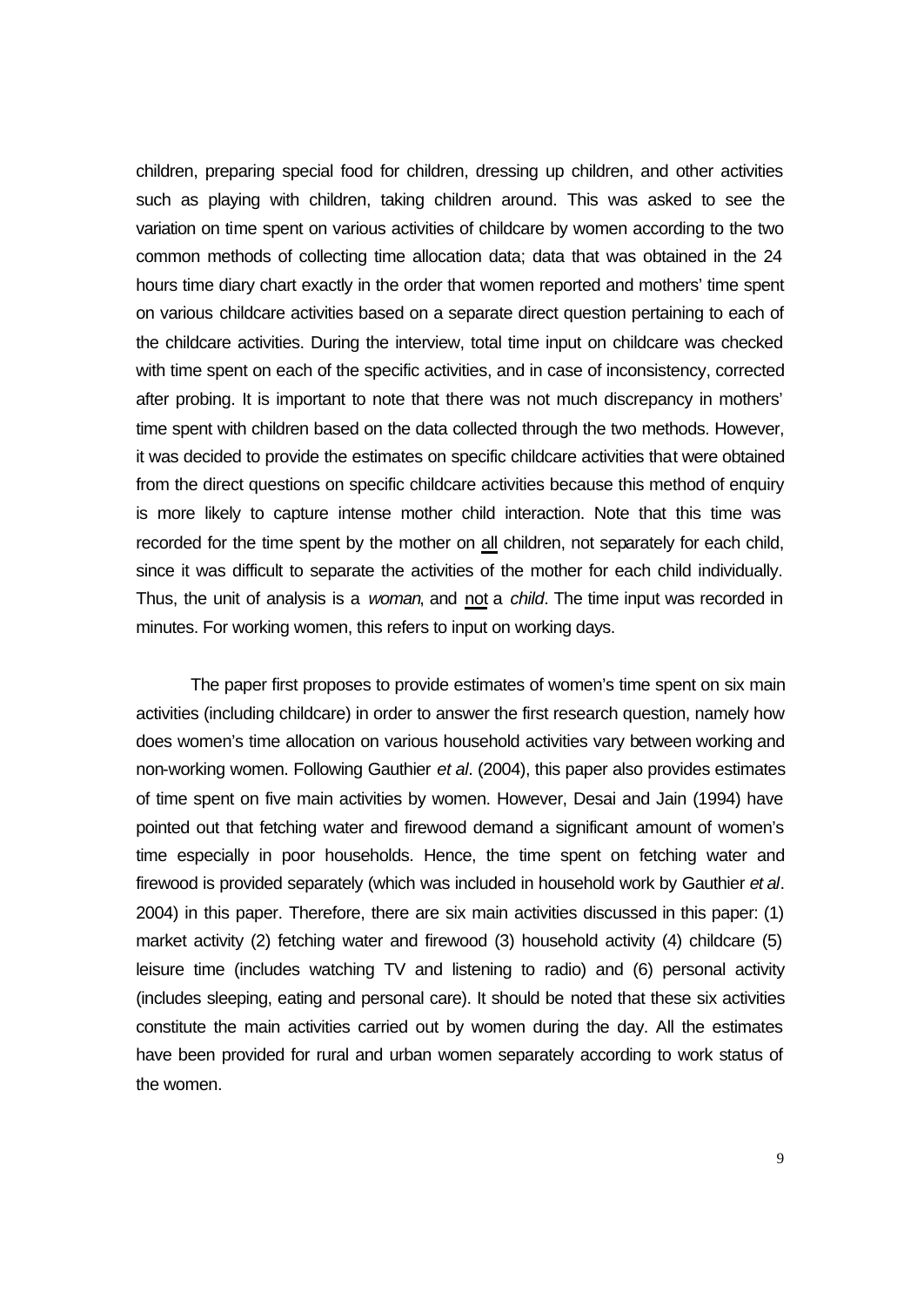children, preparing special food for children, dressing up children, and other activities such as playing with children, taking children around. This was asked to see the variation on time spent on various activities of childcare by women according to the two common methods of collecting time allocation data; data that was obtained in the 24 hours time diary chart exactly in the order that women reported and mothers' time spent on various childcare activities based on a separate direct question pertaining to each of the childcare activities. During the interview, total time input on childcare was checked with time spent on each of the specific activities, and in case of inconsistency, corrected after probing. It is important to note that there was not much discrepancy in mothers' time spent with children based on the data collected through the two methods. However, it was decided to provide the estimates on specific childcare activities that were obtained from the direct questions on specific childcare activities because this method of enquiry is more likely to capture intense mother child interaction. Note that this time was recorded for the time spent by the mother on <u>all</u> children, not separately for each child, since it was difficult to separate the activities of the mother for each child individually. Thus, the unit of analysis is a *woman*, and <u>not</u> a *child*. The time input was recorded in minutes. For working women, this refers to input on working days.

The paper first proposes to provide estimates of women's time spent on six main activities (including childcare) in order to answer the first research question, namely how does women's time allocation on various household activities vary between working and non-working women. Following Gauthier *et al*. (2004), this paper also provides estimates of time spent on five main activities by women. However, Desai and Jain (1994) have pointed out that fetching water and firewood demand a significant amount of women's time especially in poor households. Hence, the time spent on fetching water and firewood is provided separately (which was included in household work by Gauthier *et al*. 2004) in this paper. Therefore, there are six main activities discussed in this paper: (1) market activity (2) fetching water and firewood (3) household activity (4) childcare (5) leisure time (includes watching TV and listening to radio) and (6) personal activity (includes sleeping, eating and personal care). It should be noted that these six activities constitute the main activities carried out by women during the day. All the estimates have been provided for rural and urban women separately according to work status of the women.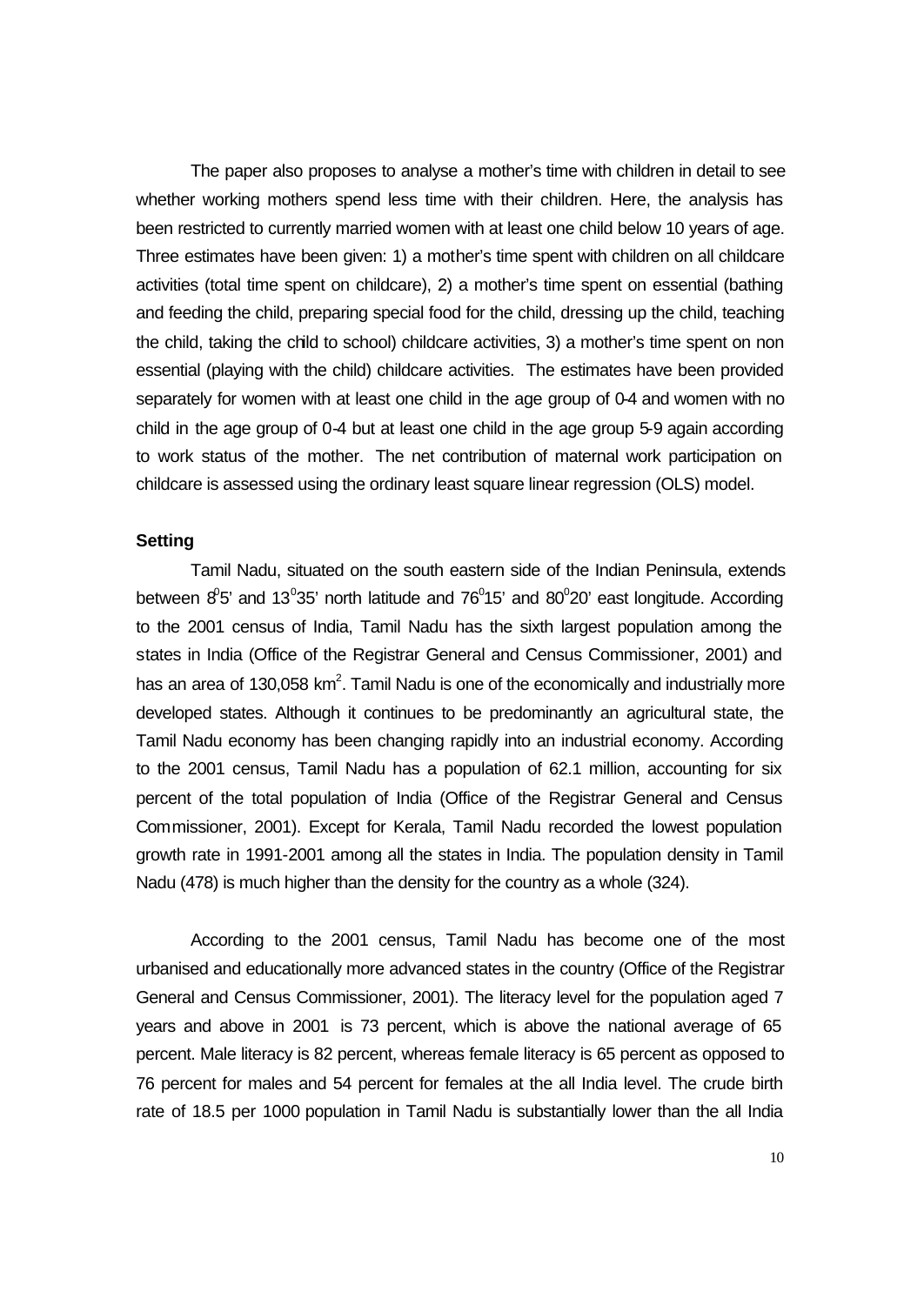The paper also proposes to analyse a mother's time with children in detail to see whether working mothers spend less time with their children. Here, the analysis has been restricted to currently married women with at least one child below 10 years of age. Three estimates have been given: 1) a mother's time spent with children on all childcare activities (total time spent on childcare), 2) a mother's time spent on essential (bathing and feeding the child, preparing special food for the child, dressing up the child, teaching the child, taking the child to school) childcare activities, 3) a mother's time spent on non essential (playing with the child) childcare activities. The estimates have been provided separately for women with at least one child in the age group of 0-4 and women with no child in the age group of 0-4 but at least one child in the age group 5-9 again according to work status of the mother. The net contribution of maternal work participation on childcare is assessed using the ordinary least square linear regression (OLS) model.

### Setting

Tamil Nadu, situated on the south eastern side of the Indian Peninsula, extends between $8^{0}5'$ and $13^{0}35'$ north latitude and $76^{0}15'$ and $80^{0}20'$ east longitude. According to the 2001 census of India, Tamil Nadu has the sixth largest population among the states in India (Office of the Registrar General and Census Commissioner, 2001) and has an area of 130,058 $km^2$. Tamil Nadu is one of the economically and industrially more developed states. Although it continues to be predominantly an agricultural state, the Tamil Nadu economy has been changing rapidly into an industrial economy. According to the 2001 census, Tamil Nadu has a population of 62.1 million, accounting for six percent of the total population of India (Office of the Registrar General and Census Commissioner, 2001). Except for Kerala, Tamil Nadu recorded the lowest population growth rate in 1991-2001 among all the states in India. The population density in Tamil Nadu (478) is much higher than the density for the country as a whole (324).

According to the 2001 census, Tamil Nadu has become one of the most urbanised and educationally more advanced states in the country (Office of the Registrar General and Census Commissioner, 2001). The literacy level for the population aged 7 years and above in 2001 is 73 percent, which is above the national average of 65 percent. Male literacy is 82 percent, whereas female literacy is 65 percent as opposed to 76 percent for males and 54 percent for females at the all India level. The crude birth rate of 18.5 per 1000 population in Tamil Nadu is substantially lower than the all India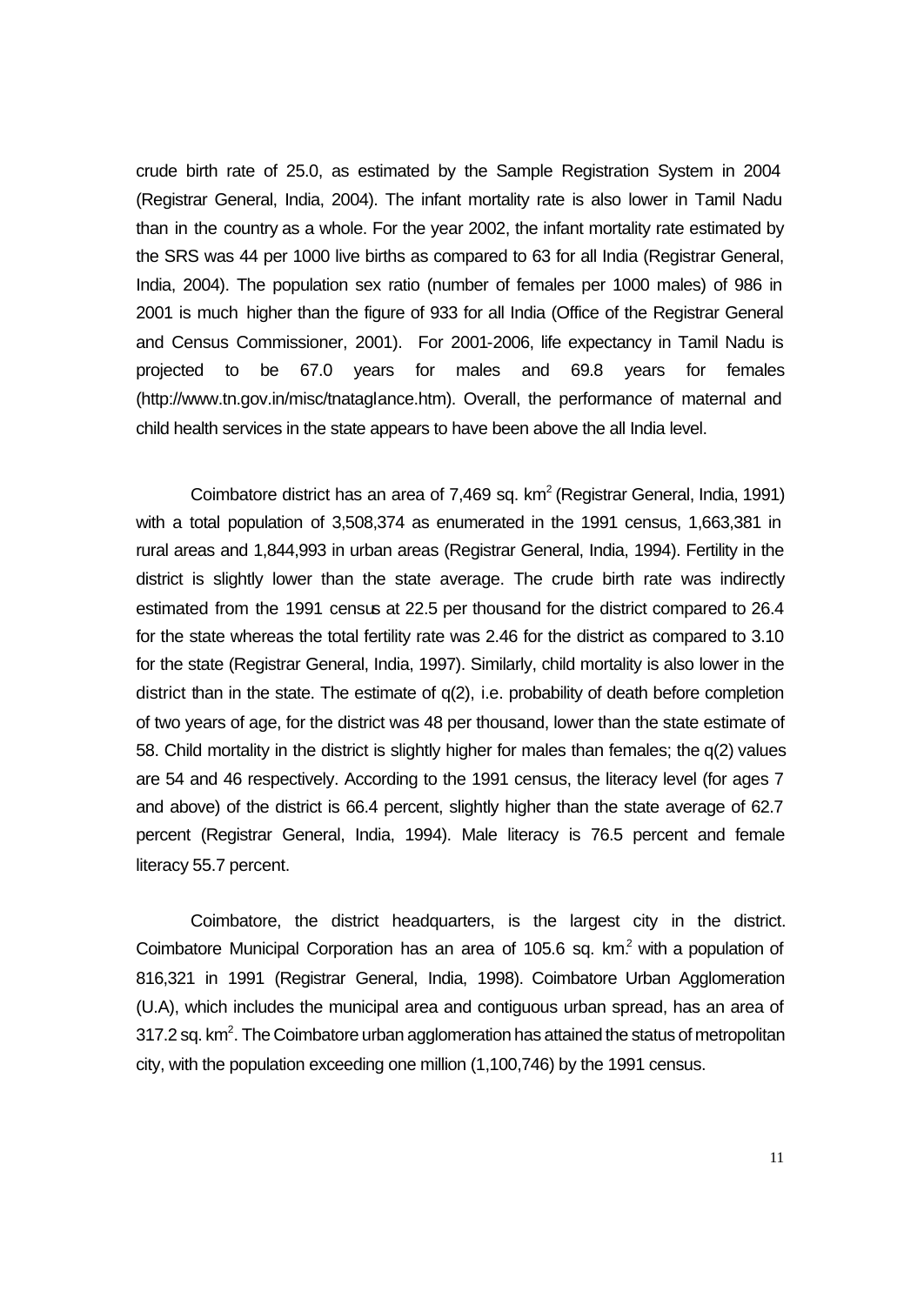crude birth rate of 25.0, as estimated by the Sample Registration System in 2004 (Registrar General, India, 2004). The infant mortality rate is also lower in Tamil Nadu than in the country as a whole. For the year 2002, the infant mortality rate estimated by the SRS was 44 per 1000 live births as compared to 63 for all India (Registrar General, India, 2004). The population sex ratio (number of females per 1000 males) of 986 in 2001 is much higher than the figure of 933 for all India (Office of the Registrar General and Census Commissioner, 2001). For 2001-2006, life expectancy in Tamil Nadu is projected to be 67.0 years for males and 69.8 years for females (http://www.tn.gov.in/misc/tnataglance.htm). Overall, the performance of maternal and child health services in the state appears to have been above the all India level.

Coimbatore district has an area of 7,469 sq. $km^2$ (Registrar General, India, 1991) with a total population of 3,508,374 as enumerated in the 1991 census, 1,663,381 in rural areas and 1,844,993 in urban areas (Registrar General, India, 1994). Fertility in the district is slightly lower than the state average. The crude birth rate was indirectly estimated from the 1991 census at 22.5 per thousand for the district compared to 26.4 for the state whereas the total fertility rate was 2.46 for the district as compared to 3.10 for the state (Registrar General, India, 1997). Similarly, child mortality is also lower in the district than in the state. The estimate of q(2), i.e. probability of death before completion of two years of age, for the district was 48 per thousand, lower than the state estimate of 58. Child mortality in the district is slightly higher for males than females; the q(2) values are 54 and 46 respectively. According to the 1991 census, the literacy level (for ages 7 and above) of the district is 66.4 percent, slightly higher than the state average of 62.7 percent (Registrar General, India, 1994). Male literacy is 76.5 percent and female literacy 55.7 percent.

Coimbatore, the district headquarters, is the largest city in the district. Coimbatore Municipal Corporation has an area of 105.6 sq. $km^2$ with a population of 816,321 in 1991 (Registrar General, India, 1998). Coimbatore Urban Agglomeration (U.A), which includes the municipal area and contiguous urban spread, has an area of 317.2 sq. $km^2$. The Coimbatore urban agglomeration has attained the status of metropolitan city, with the population exceeding one million (1,100,746) by the 1991 census.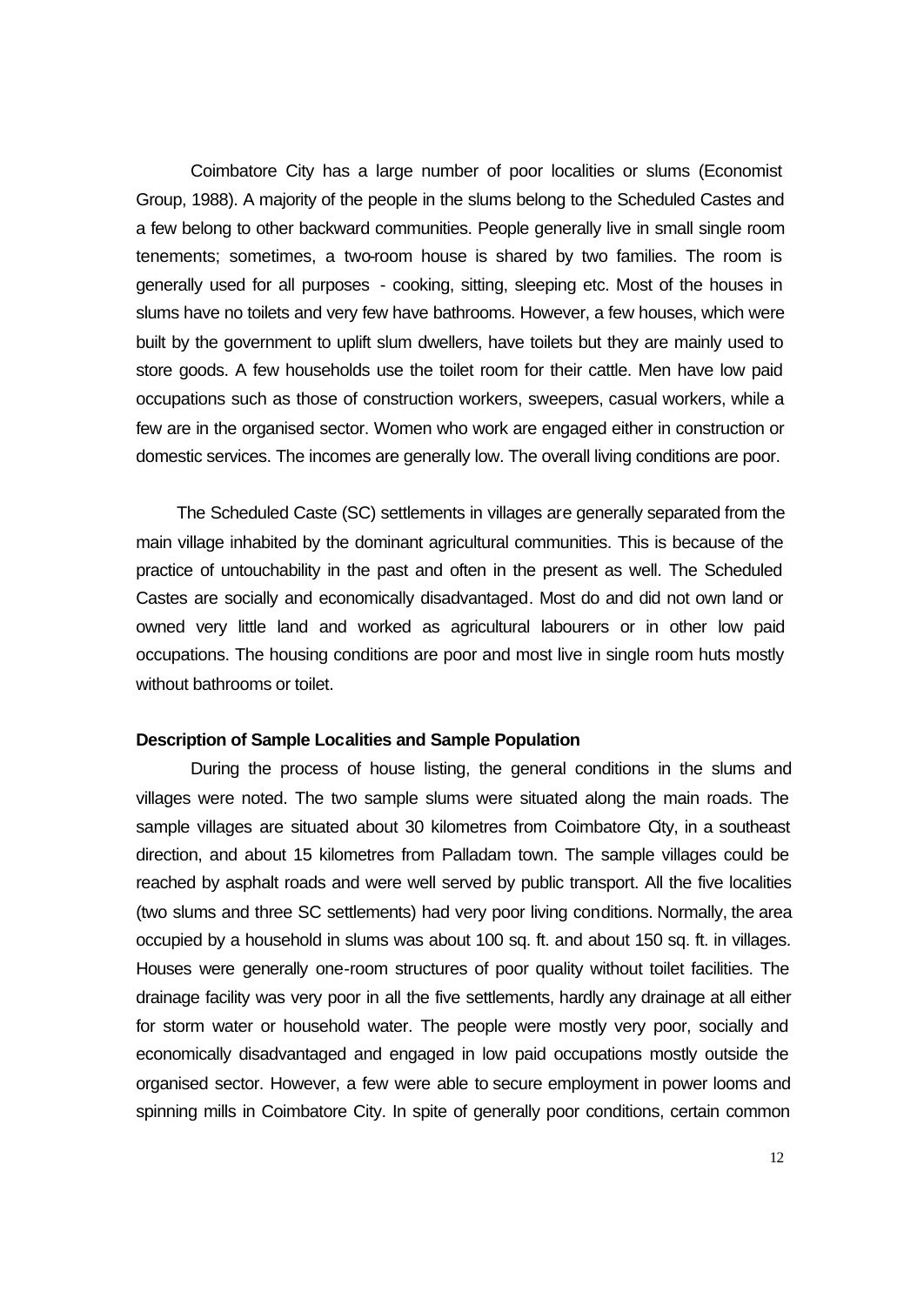Coimbatore City has a large number of poor localities or slums (Economist Group, 1988). A majority of the people in the slums belong to the Scheduled Castes and a few belong to other backward communities. People generally live in small single room tenements; sometimes, a two-room house is shared by two families. The room is generally used for all purposes - cooking, sitting, sleeping etc. Most of the houses in slums have no toilets and very few have bathrooms. However, a few houses, which were built by the government to uplift slum dwellers, have toilets but they are mainly used to store goods. A few households use the toilet room for their cattle. Men have low paid occupations such as those of construction workers, sweepers, casual workers, while a few are in the organised sector. Women who work are engaged either in construction or domestic services. The incomes are generally low. The overall living conditions are poor.

The Scheduled Caste (SC) settlements in villages are generally separated from the main village inhabited by the dominant agricultural communities. This is because of the practice of untouchability in the past and often in the present as well. The Scheduled Castes are socially and economically disadvantaged. Most do and did not own land or owned very little land and worked as agricultural labourers or in other low paid occupations. The housing conditions are poor and most live in single room huts mostly without bathrooms or toilet.

**Description of Sample Localities and Sample Population**

During the process of house listing, the general conditions in the slums and villages were noted. The two sample slums were situated along the main roads. The sample villages are situated about 30 kilometres from Coimbatore City, in a southeast direction, and about 15 kilometres from Palladam town. The sample villages could be reached by asphalt roads and were well served by public transport. All the five localities (two slums and three SC settlements) had very poor living conditions. Normally, the area occupied by a household in slums was about 100 sq. ft. and about 150 sq. ft. in villages. Houses were generally one-room structures of poor quality without toilet facilities. The drainage facility was very poor in all the five settlements, hardly any drainage at all either for storm water or household water. The people were mostly very poor, socially and economically disadvantaged and engaged in low paid occupations mostly outside the organised sector. However, a few were able to secure employment in power looms and spinning mills in Coimbatore City. In spite of generally poor conditions, certain common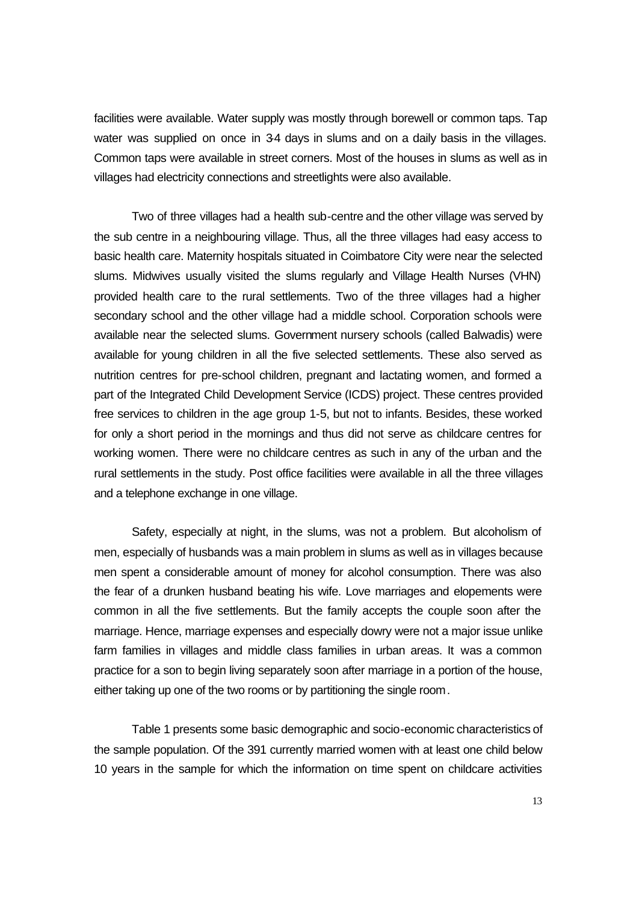facilities were available. Water supply was mostly through borewell or common taps. Tap water was supplied on once in 3-4 days in slums and on a daily basis in the villages. Common taps were available in street corners. Most of the houses in slums as well as in villages had electricity connections and streetlights were also available.

Two of three villages had a health sub-centre and the other village was served by the sub centre in a neighbouring village. Thus, all the three villages had easy access to basic health care. Maternity hospitals situated in Coimbatore City were near the selected slums. Midwives usually visited the slums regularly and Village Health Nurses (VHN) provided health care to the rural settlements. Two of the three villages had a higher secondary school and the other village had a middle school. Corporation schools were available near the selected slums. Government nursery schools (called Balwadis) were available for young children in all the five selected settlements. These also served as nutrition centres for pre-school children, pregnant and lactating women, and formed a part of the Integrated Child Development Service (ICDS) project. These centres provided free services to children in the age group 1-5, but not to infants. Besides, these worked for only a short period in the mornings and thus did not serve as childcare centres for working women. There were no childcare centres as such in any of the urban and the rural settlements in the study. Post office facilities were available in all the three villages and a telephone exchange in one village.

Safety, especially at night, in the slums, was not a problem. But alcoholism of men, especially of husbands was a main problem in slums as well as in villages because men spent a considerable amount of money for alcohol consumption. There was also the fear of a drunken husband beating his wife. Love marriages and elopements were common in all the five settlements. But the family accepts the couple soon after the marriage. Hence, marriage expenses and especially dowry were not a major issue unlike farm families in villages and middle class families in urban areas. It was a common practice for a son to begin living separately soon after marriage in a portion of the house, either taking up one of the two rooms or by partitioning the single room.

Table 1 presents some basic demographic and socio-economic characteristics of the sample population. Of the 391 currently married women with at least one child below 10 years in the sample for which the information on time spent on childcare activities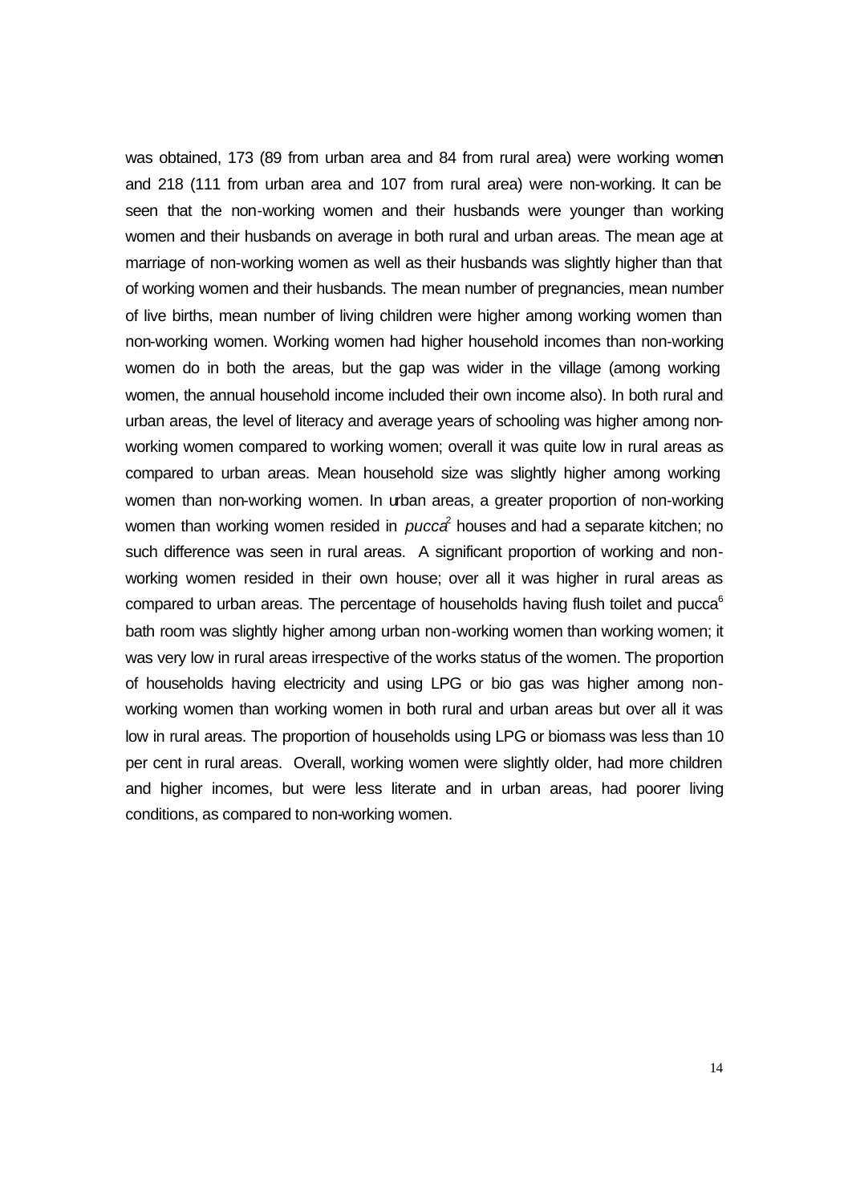was obtained, 173 (89 from urban area and 84 from rural area) were working women and 218 (111 from urban area and 107 from rural area) were non-working. It can be seen that the non-working women and their husbands were younger than working women and their husbands on average in both rural and urban areas. The mean age at marriage of non-working women as well as their husbands was slightly higher than that of working women and their husbands. The mean number of pregnancies, mean number of live births, mean number of living children were higher among working women than non-working women. Working women had higher household incomes than non-working women do in both the areas, but the gap was wider in the village (among working women, the annual household income included their own income also). In both rural and urban areas, the level of literacy and average years of schooling was higher among non-working women compared to working women; overall it was quite low in rural areas as compared to urban areas. Mean household size was slightly higher among working women than non-working women. In urban areas, a greater proportion of non-working women than working women resided in *pucca*[2] houses and had a separate kitchen; no such difference was seen in rural areas. A significant proportion of working and non-working women resided in their own house; over all it was higher in rural areas as compared to urban areas. The percentage of households having flush toilet and pucca[6] bath room was slightly higher among urban non-working women than working women; it was very low in rural areas irrespective of the works status of the women. The proportion of households having electricity and using LPG or bio gas was higher among non-working women than working women in both rural and urban areas but over all it was low in rural areas. The proportion of households using LPG or biomass was less than 10 per cent in rural areas. Overall, working women were slightly older, had more children and higher incomes, but were less literate and in urban areas, had poorer living conditions, as compared to non-working women.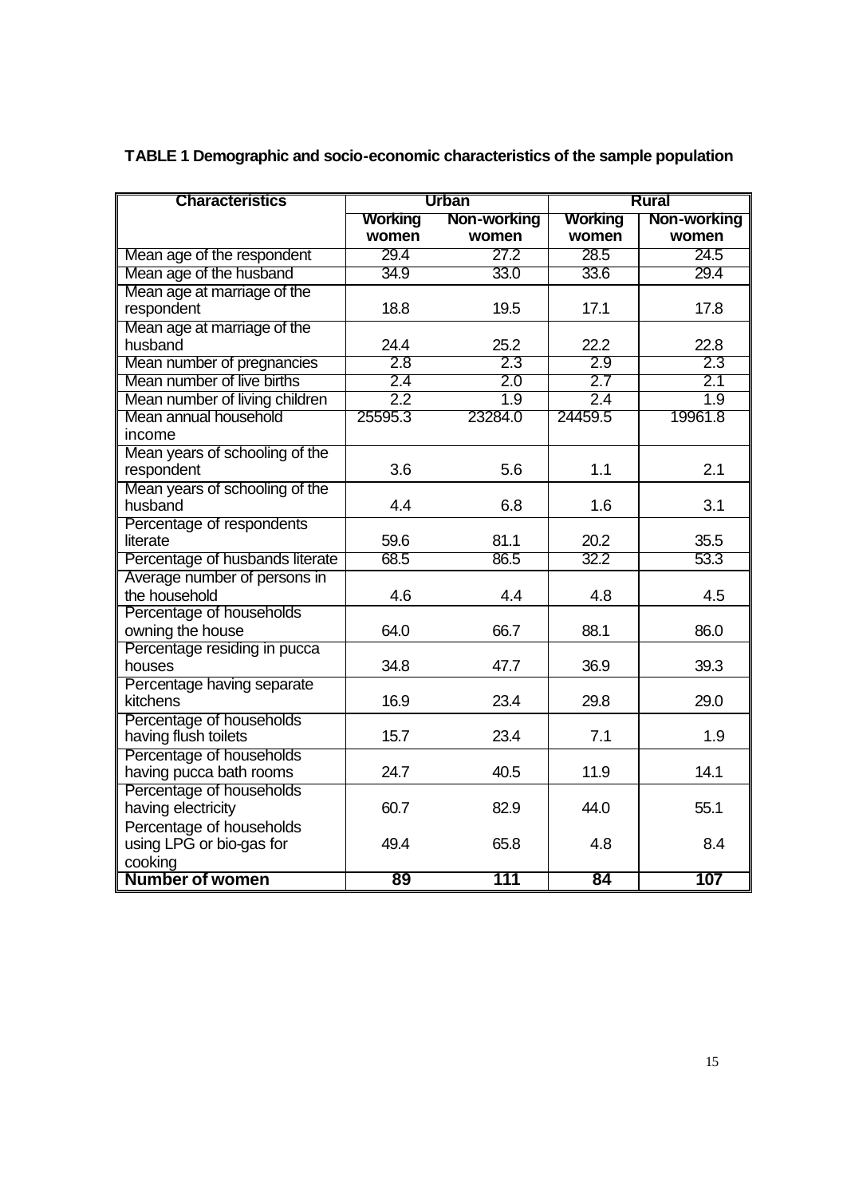**TABLE 1 Demographic and socio-economic characteristics of the sample population**

| Characteristics | Urban | | Rural | |
|---|---|---|---|---|
| | Working women | Non-working women | Working women | Non-working women |
| Mean age of the respondent | 29.4 | 27.2 | 28.5 | 24.5 |
| Mean age of the husband | 34.9 | 33.0 | 33.6 | 29.4 |
| Mean age at marriage of the respondent | 18.8 | 19.5 | 17.1 | 17.8 |
| Mean age at marriage of the husband | 24.4 | 25.2 | 22.2 | 22.8 |
| Mean number of pregnancies | 2.8 | 2.3 | 2.9 | 2.3 |
| Mean number of live births | 2.4 | 2.0 | 2.7 | 2.1 |
| Mean number of living children | 2.2 | 1.9 | 2.4 | 1.9 |
| Mean annual household income | 25595.3 | 23284.0 | 24459.5 | 19961.8 |
| Mean years of schooling of the respondent | 3.6 | 5.6 | 1.1 | 2.1 |
| Mean years of schooling of the husband | 4.4 | 6.8 | 1.6 | 3.1 |
| Percentage of respondents literate | 59.6 | 81.1 | 20.2 | 35.5 |
| Percentage of husbands literate | 68.5 | 86.5 | 32.2 | 53.3 |
| Average number of persons in the household | 4.6 | 4.4 | 4.8 | 4.5 |
| Percentage of households owning the house | 64.0 | 66.7 | 88.1 | 86.0 |
| Percentage residing in pucca houses | 34.8 | 47.7 | 36.9 | 39.3 |
| Percentage having separate kitchens | 16.9 | 23.4 | 29.8 | 29.0 |
| Percentage of households having flush toilets | 15.7 | 23.4 | 7.1 | 1.9 |
| Percentage of households having pucca bath rooms | 24.7 | 40.5 | 11.9 | 14.1 |
| Percentage of households having electricity | 60.7 | 82.9 | 44.0 | 55.1 |
| Percentage of households using LPG or bio-gas for cooking | 49.4 | 65.8 | 4.8 | 8.4 |
| **Number of women** | **89** | **111** | **84** | **107** |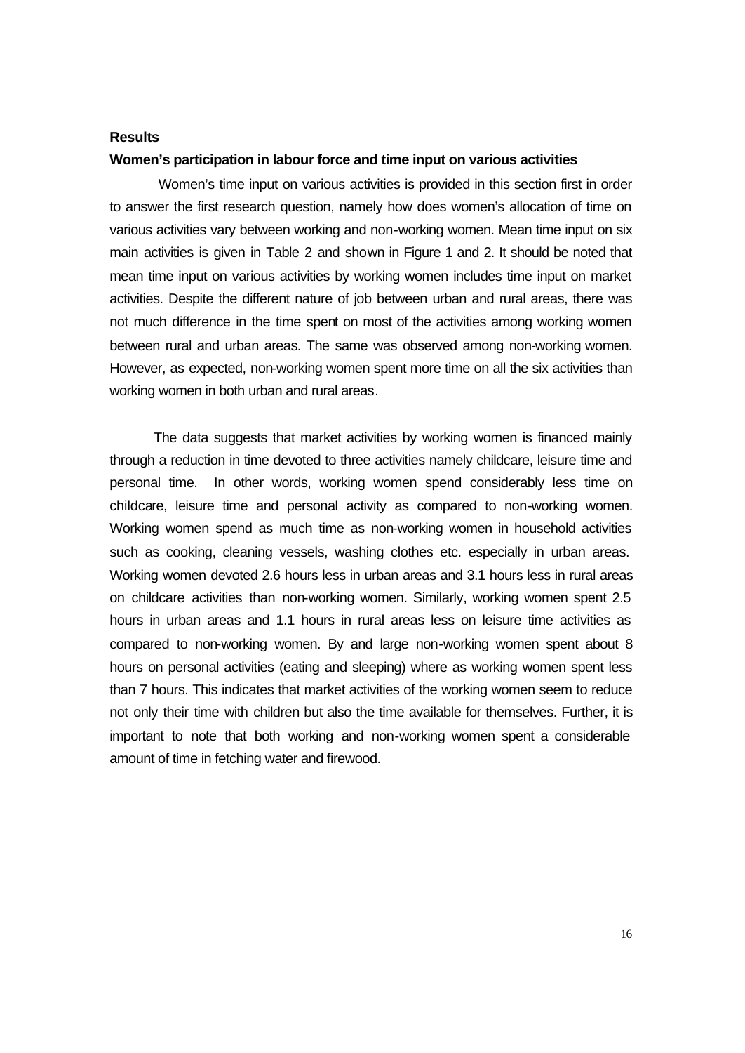**Results**

**Women's participation in labour force and time input on various activities**

Women's time input on various activities is provided in this section first in order to answer the first research question, namely how does women's allocation of time on various activities vary between working and non-working women. Mean time input on six main activities is given in Table 2 and shown in Figure 1 and 2. It should be noted that mean time input on various activities by working women includes time input on market activities. Despite the different nature of job between urban and rural areas, there was not much difference in the time spent on most of the activities among working women between rural and urban areas. The same was observed among non-working women. However, as expected, non-working women spent more time on all the six activities than working women in both urban and rural areas.

The data suggests that market activities by working women is financed mainly through a reduction in time devoted to three activities namely childcare, leisure time and personal time. In other words, working women spend considerably less time on childcare, leisure time and personal activity as compared to non-working women. Working women spend as much time as non-working women in household activities such as cooking, cleaning vessels, washing clothes etc. especially in urban areas. Working women devoted 2.6 hours less in urban areas and 3.1 hours less in rural areas on childcare activities than non-working women. Similarly, working women spent 2.5 hours in urban areas and 1.1 hours in rural areas less on leisure time activities as compared to non-working women. By and large non-working women spent about 8 hours on personal activities (eating and sleeping) where as working women spent less than 7 hours. This indicates that market activities of the working women seem to reduce not only their time with children but also the time available for themselves. Further, it is important to note that both working and non-working women spent a considerable amount of time in fetching water and firewood.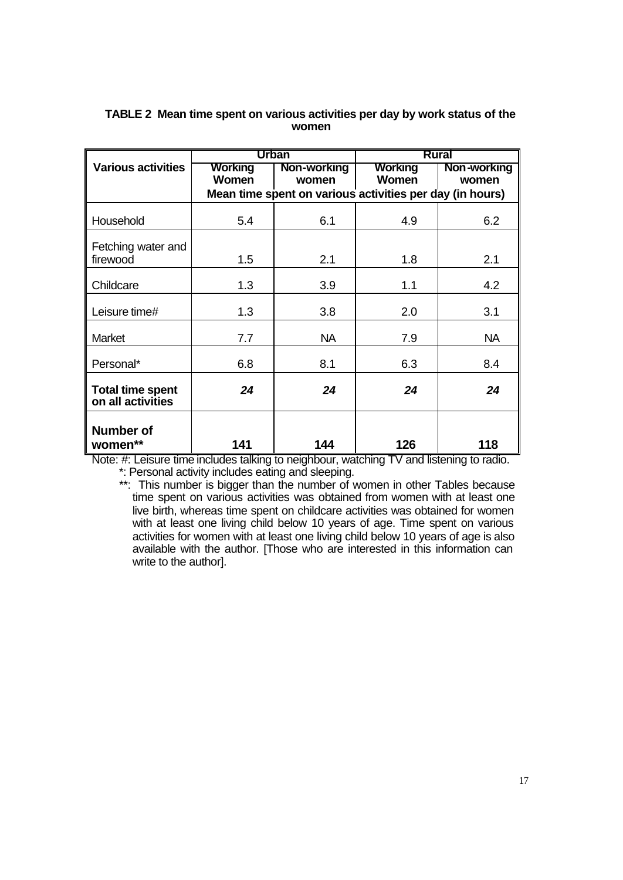**TABLE 2 Mean time spent on various activities per day by work status of the women**

| Various activities | Urban | | Rural | |
|---|---|---|---|---|
| | Working Women | Non-working women | Working Women | Non-working women |
| | Mean time spent on various activities per day (in hours) | | | |
| Household | 5.4 | 6.1 | 4.9 | 6.2 |
| Fetching water and firewood | 1.5 | 2.1 | 1.8 | 2.1 |
| Childcare | 1.3 | 3.9 | 1.1 | 4.2 |
| Leisure time# | 1.3 | 3.8 | 2.0 | 3.1 |
| Market | 7.7 | NA | 7.9 | NA |
| Personal* | 6.8 | 8.1 | 6.3 | 8.4 |
| **Total time spent on all activities** | ***24*** | ***24*** | ***24*** | ***24*** |
| **Number of women**** | **141** | **144** | **126** | **118** |

Note: #: Leisure time includes talking to neighbour, watching TV and listening to radio.

*: Personal activity includes eating and sleeping.

**: This number is bigger than the number of women in other Tables because time spent on various activities was obtained from women with at least one live birth, whereas time spent on childcare activities was obtained for women with at least one living child below 10 years of age. Time spent on various activities for women with at least one living child below 10 years of age is also available with the author. [Those who are interested in this information can write to the author].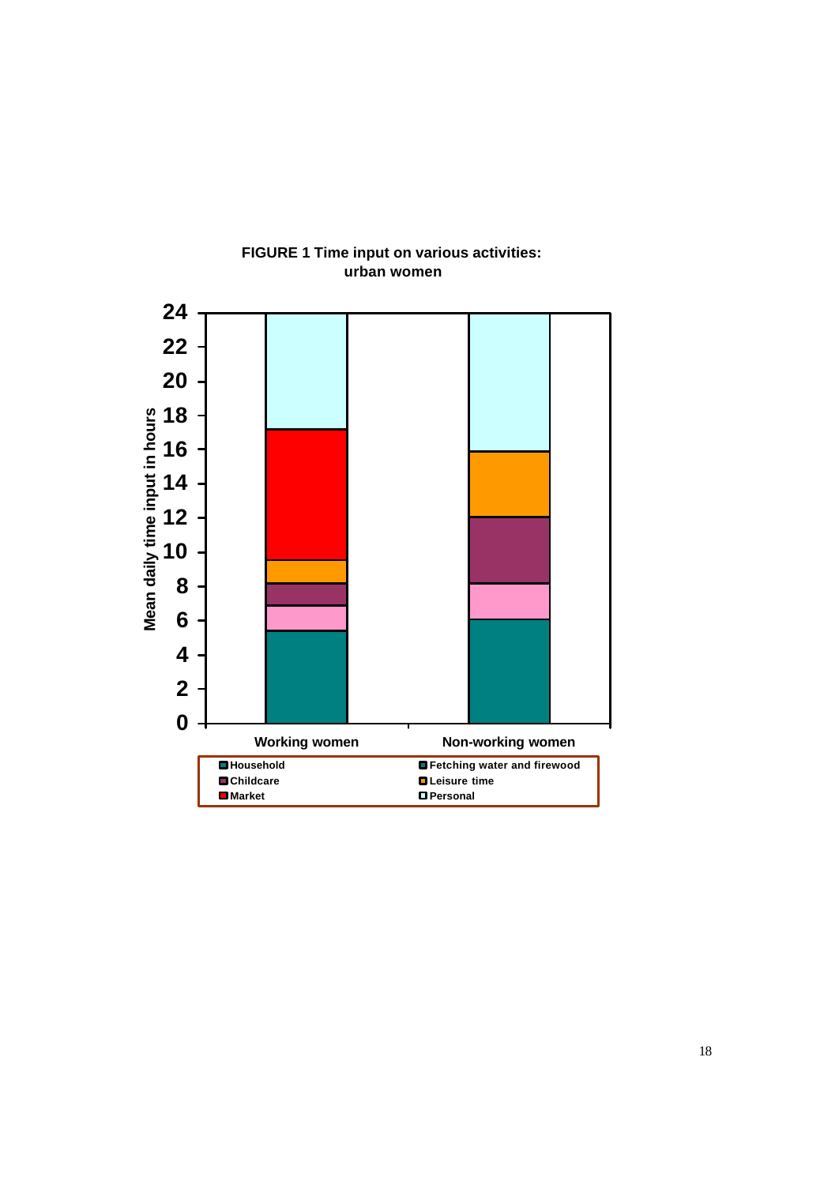**FIGURE 1 Time input on various activities: urban women**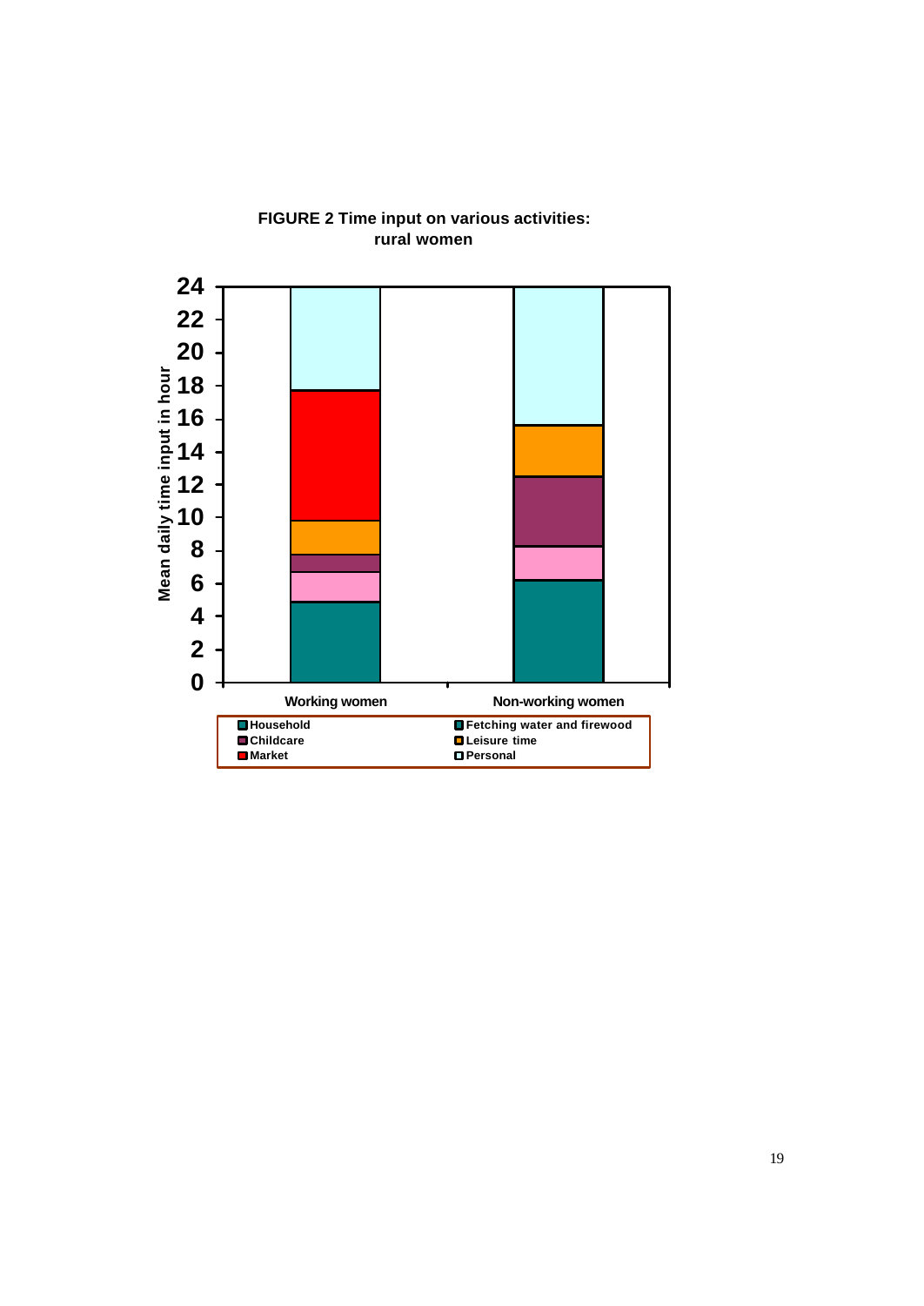**FIGURE 2 Time input on various activities: rural women**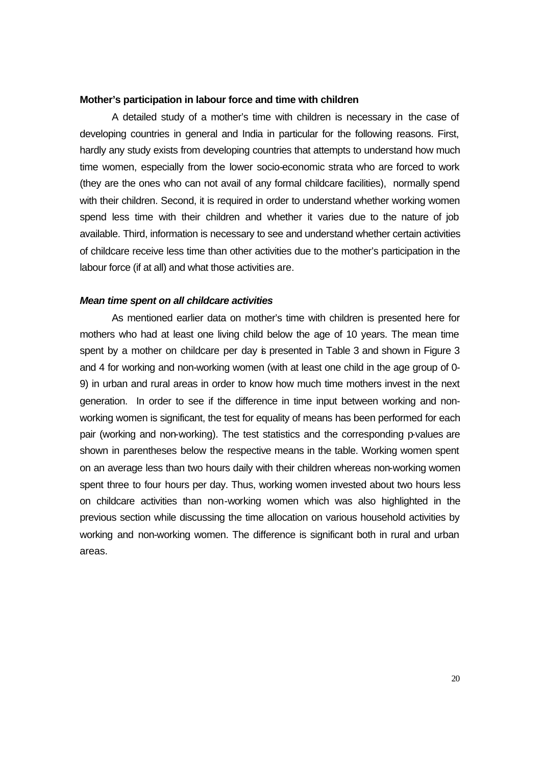**Mother's participation in labour force and time with children**

A detailed study of a mother's time with children is necessary in the case of developing countries in general and India in particular for the following reasons. First, hardly any study exists from developing countries that attempts to understand how much time women, especially from the lower socio-economic strata who are forced to work (they are the ones who can not avail of any formal childcare facilities), normally spend with their children. Second, it is required in order to understand whether working women spend less time with their children and whether it varies due to the nature of job available. Third, information is necessary to see and understand whether certain activities of childcare receive less time than other activities due to the mother's participation in the labour force (if at all) and what those activities are.

***Mean time spent on all childcare activities***

As mentioned earlier data on mother's time with children is presented here for mothers who had at least one living child below the age of 10 years. The mean time spent by a mother on childcare per day is presented in Table 3 and shown in Figure 3 and 4 for working and non-working women (with at least one child in the age group of 0-9) in urban and rural areas in order to know how much time mothers invest in the next generation. In order to see if the difference in time input between working and non-working women is significant, the test for equality of means has been performed for each pair (working and non-working). The test statistics and the corresponding p-values are shown in parentheses below the respective means in the table. Working women spent on an average less than two hours daily with their children whereas non-working women spent three to four hours per day. Thus, working women invested about two hours less on childcare activities than non-working women which was also highlighted in the previous section while discussing the time allocation on various household activities by working and non-working women. The difference is significant both in rural and urban areas.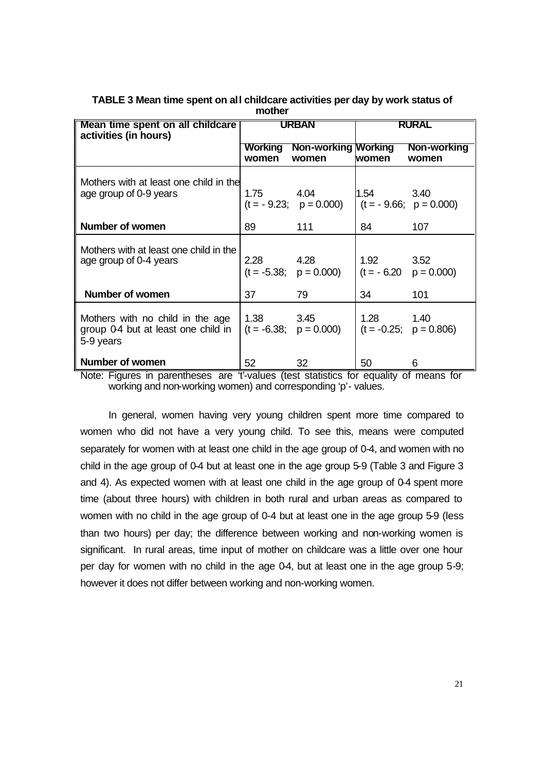**TABLE 3 Mean time spent on all childcare activities per day by work status of mother**

| Mean time spent on all childcare activities (in hours) | URBAN | | RURAL | |
|---|---|---|---|---|
| | Working women | Non-working women | Working women | Non-working women |
| Mothers with at least one child in the age group of 0-9 years | 1.75<br>(t = - 9.23; | 4.04<br>p = 0.000) | 1.54<br>(t = - 9.66; | 3.40<br>p = 0.000) |
| **Number of women** | 89 | 111 | 84 | 107 |
| Mothers with at least one child in the age group of 0-4 years | 2.28<br>(t = -5.38; | 4.28<br>p = 0.000) | 1.92<br>(t = - 6.20 | 3.52<br>p = 0.000) |
| **Number of women** | 37 | 79 | 34 | 101 |
| Mothers with no child in the age group 0-4 but at least one child in 5-9 years | 1.38<br>(t = -6.38; | 3.45<br>p = 0.000) | 1.28<br>(t = -0.25; | 1.40<br>p = 0.806) |
| **Number of women** | 52 | 32 | 50 | 6 |

Note: Figures in parentheses are 't'-values (test statistics for equality of means for working and non-working women) and corresponding 'p'- values.

In general, women having very young children spent more time compared to women who did not have a very young child. To see this, means were computed separately for women with at least one child in the age group of 0-4, and women with no child in the age group of 0-4 but at least one in the age group 5-9 (Table 3 and Figure 3 and 4). As expected women with at least one child in the age group of 0-4 spent more time (about three hours) with children in both rural and urban areas as compared to women with no child in the age group of 0-4 but at least one in the age group 5-9 (less than two hours) per day; the difference between working and non-working women is significant. In rural areas, time input of mother on childcare was a little over one hour per day for women with no child in the age 0-4, but at least one in the age group 5-9; however it does not differ between working and non-working women.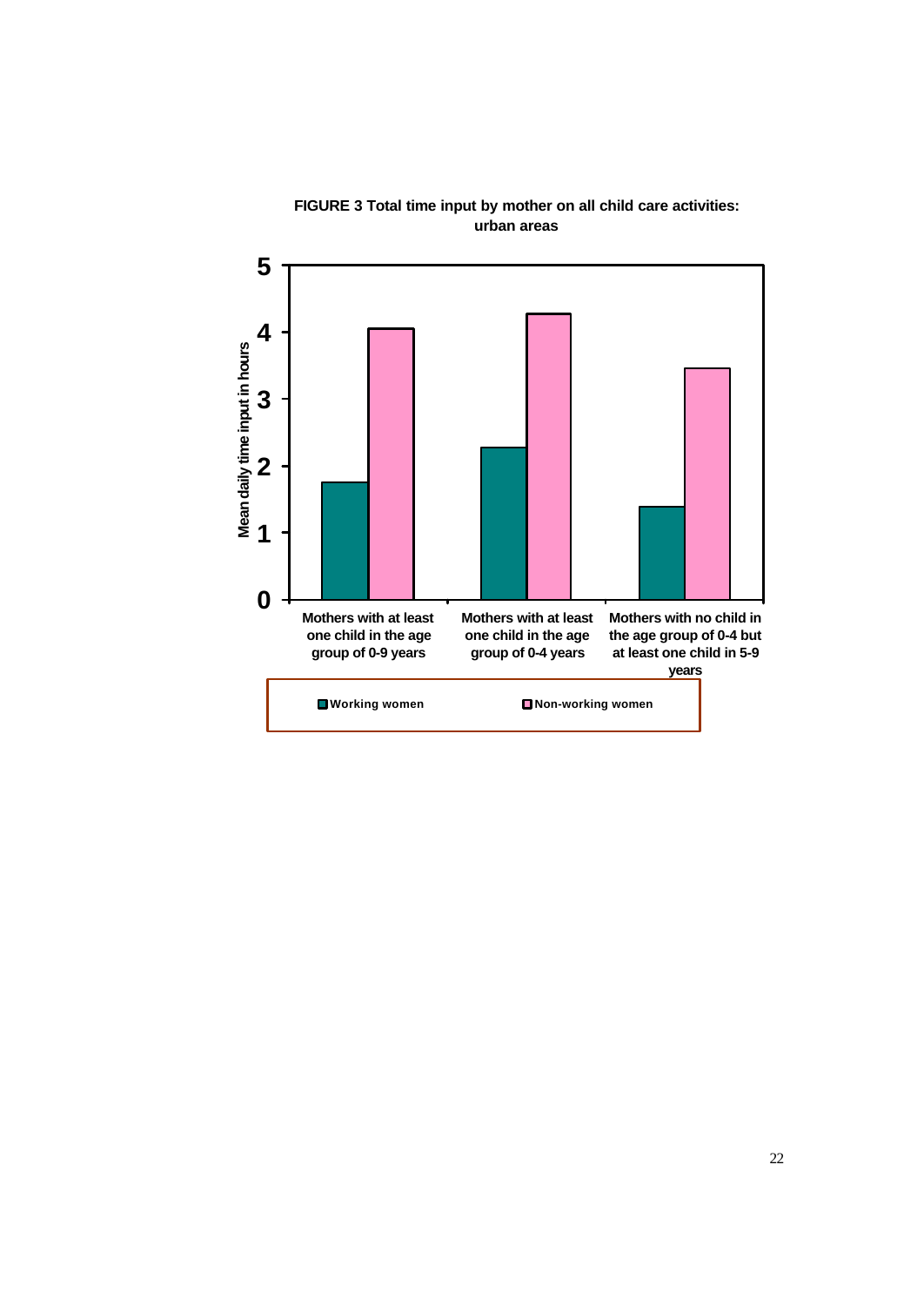**FIGURE 3 Total time input by mother on all child care activities: urban areas**

Mean daily time input in hours

| | Working women | Non-working women |
|---|---|---|
| Mothers with at least one child in the age group of 0-9 years | 1.75 | 4.05 |
| Mothers with at least one child in the age group of 0-4 years | 2.27 | 4.27 |
| Mothers with no child in the age group of 0-4 but at least one child in 5-9 years | 1.39 | 3.45 |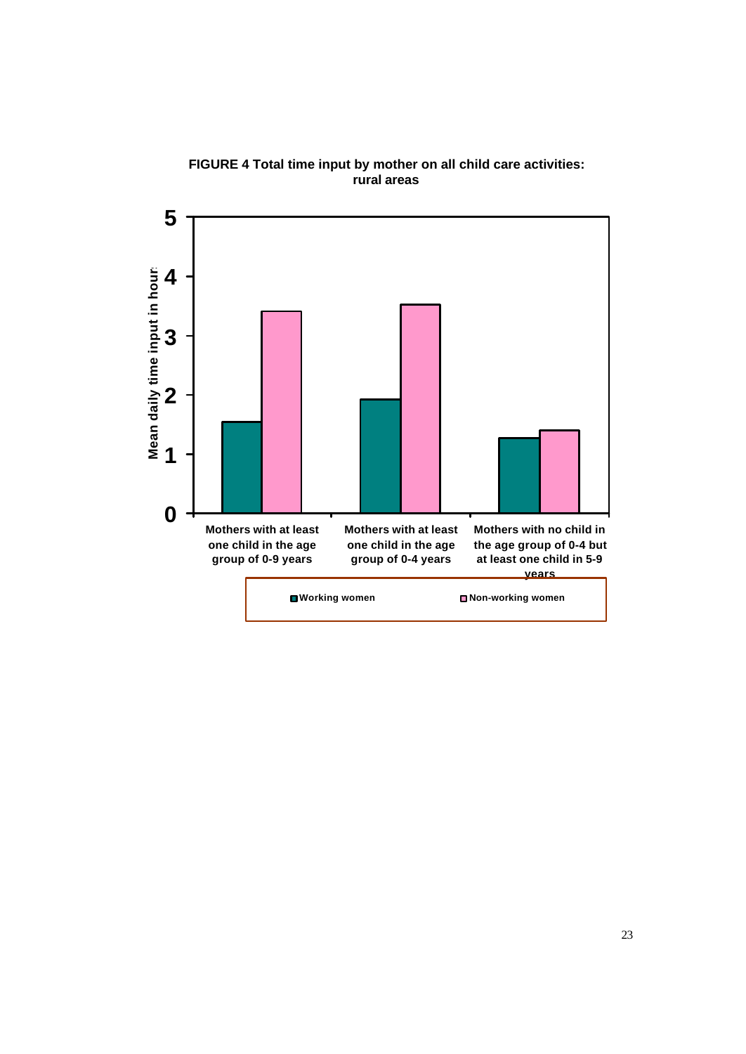**FIGURE 4 Total time input by mother on all child care activities: rural areas**

| | Working women | Non-working women |
|---|---|---|
| Mothers with at least one child in the age group of 0-9 years | 1.55 | 3.42 |
| Mothers with at least one child in the age group of 0-4 years | 1.93 | 3.53 |
| Mothers with no child in the age group of 0-4 but at least one child in 5-9 years | 1.28 | 1.41 |

Y-axis: Mean daily time input in hours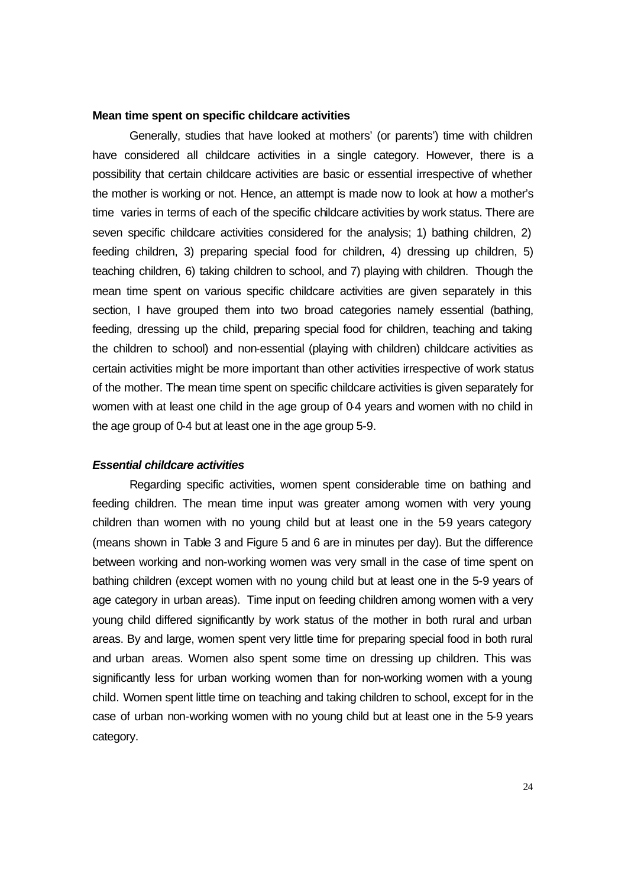**Mean time spent on specific childcare activities**

Generally, studies that have looked at mothers' (or parents') time with children have considered all childcare activities in a single category. However, there is a possibility that certain childcare activities are basic or essential irrespective of whether the mother is working or not. Hence, an attempt is made now to look at how a mother's time varies in terms of each of the specific childcare activities by work status. There are seven specific childcare activities considered for the analysis; 1) bathing children, 2) feeding children, 3) preparing special food for children, 4) dressing up children, 5) teaching children, 6) taking children to school, and 7) playing with children. Though the mean time spent on various specific childcare activities are given separately in this section, I have grouped them into two broad categories namely essential (bathing, feeding, dressing up the child, preparing special food for children, teaching and taking the children to school) and non-essential (playing with children) childcare activities as certain activities might be more important than other activities irrespective of work status of the mother. The mean time spent on specific childcare activities is given separately for women with at least one child in the age group of 0-4 years and women with no child in the age group of 0-4 but at least one in the age group 5-9.

***Essential childcare activities***

Regarding specific activities, women spent considerable time on bathing and feeding children. The mean time input was greater among women with very young children than women with no young child but at least one in the 5-9 years category (means shown in Table 3 and Figure 5 and 6 are in minutes per day). But the difference between working and non-working women was very small in the case of time spent on bathing children (except women with no young child but at least one in the 5-9 years of age category in urban areas). Time input on feeding children among women with a very young child differed significantly by work status of the mother in both rural and urban areas. By and large, women spent very little time for preparing special food in both rural and urban areas. Women also spent some time on dressing up children. This was significantly less for urban working women than for non-working women with a young child. Women spent little time on teaching and taking children to school, except for in the case of urban non-working women with no young child but at least one in the 5-9 years category.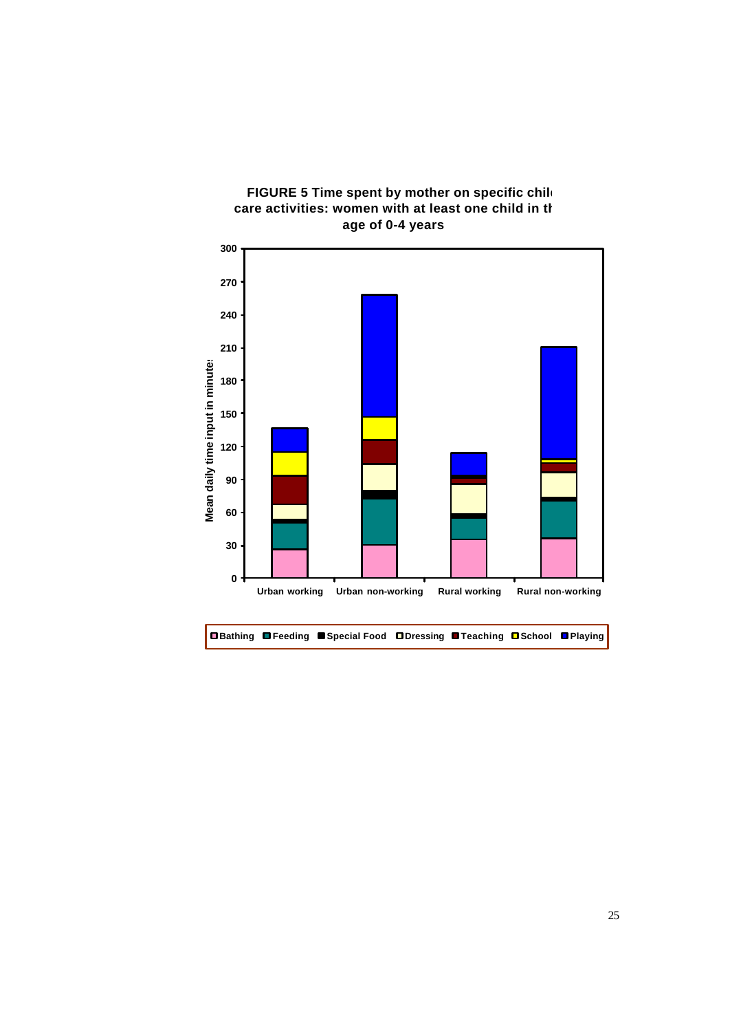**FIGURE 5 Time spent by mother on specific child care activities: women with at least one child in the age of 0-4 years**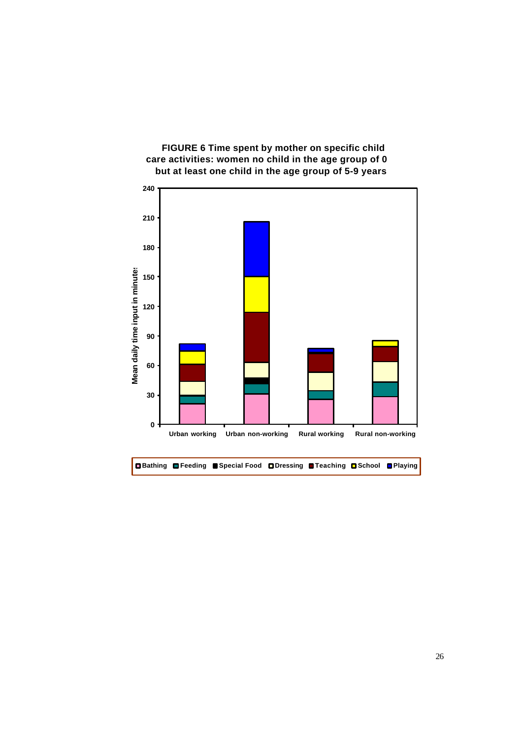**FIGURE 6 Time spent by mother on specific child care activities: women no child in the age group of 0 but at least one child in the age group of 5-9 years**

Mean daily time input in minutes

240
210
180
150
120
90
60
30
0

Urban working | Urban non-working | Rural working | Rural non-working

Bathing | Feeding | Special Food | Dressing | Teaching | School | Playing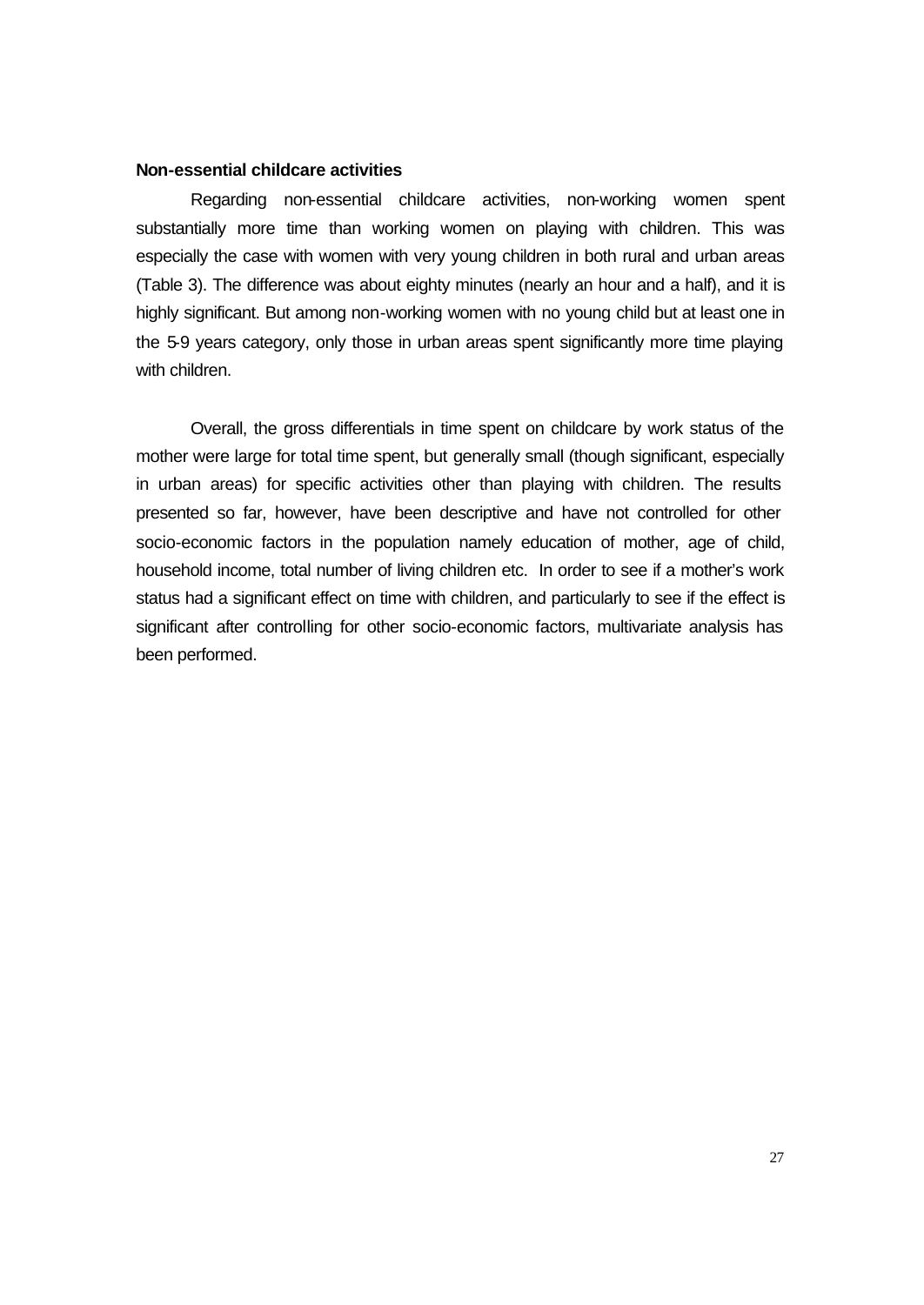**Non-essential childcare activities**

Regarding non-essential childcare activities, non-working women spent substantially more time than working women on playing with children. This was especially the case with women with very young children in both rural and urban areas (Table 3). The difference was about eighty minutes (nearly an hour and a half), and it is highly significant. But among non-working women with no young child but at least one in the 5-9 years category, only those in urban areas spent significantly more time playing with children.

Overall, the gross differentials in time spent on childcare by work status of the mother were large for total time spent, but generally small (though significant, especially in urban areas) for specific activities other than playing with children. The results presented so far, however, have been descriptive and have not controlled for other socio-economic factors in the population namely education of mother, age of child, household income, total number of living children etc. In order to see if a mother's work status had a significant effect on time with children, and particularly to see if the effect is significant after controlling for other socio-economic factors, multivariate analysis has been performed.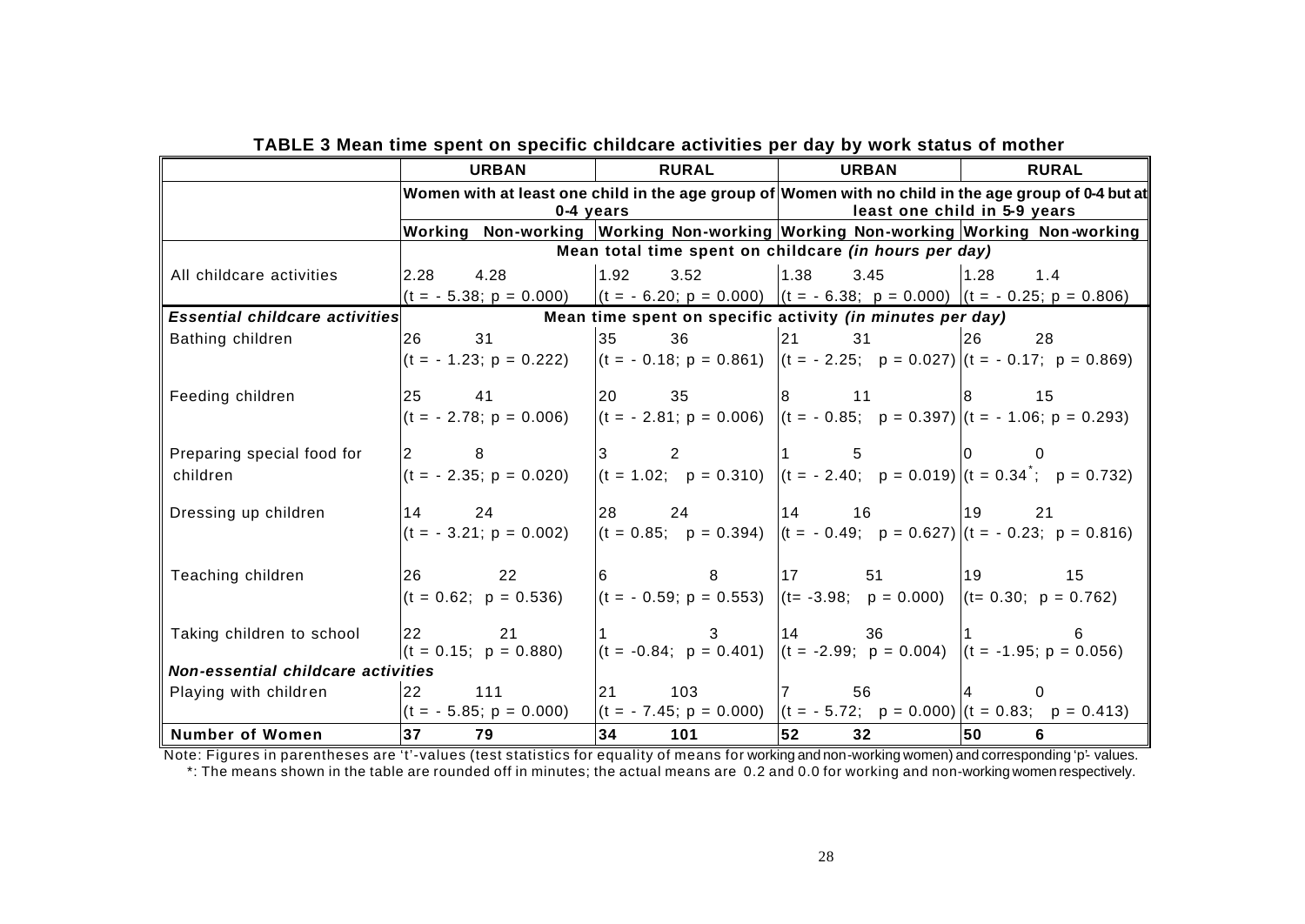**TABLE 3 Mean time spent on specific childcare activities per day by work status of mother**

| | URBAN | | RURAL | | URBAN | | RURAL | |
|---|---|---|---|---|---|---|---|---|
| | Women with at least one child in the age group of 0-4 years | | | | Women with no child in the age group of 0-4 but at least one child in 5-9 years | | | |
| | Working | Non-working | Working | Non-working | Working | Non-working | Working | Non-working |
| | **Mean total time spent on childcare *(in hours per day)*** | | | | | | | |
| All childcare activities | 2.28 | 4.28 | 1.92 | 3.52 | 1.38 | 3.45 | 1.28 | 1.4 |
| | (t = - 5.38; p = 0.000) | | (t = - 6.20; p = 0.000) | | (t = - 6.38; p = 0.000) | | (t = - 0.25; p = 0.806) | |
| ***Essential childcare activities*** | **Mean time spent on specific activity *(in minutes per day)*** | | | | | | | |
| Bathing children | 26 | 31 | 35 | 36 | 21 | 31 | 26 | 28 |
| | (t = - 1.23; p = 0.222) | | (t = - 0.18; p = 0.861) | | (t = - 2.25; p = 0.027) | | (t = - 0.17; p = 0.869) | |
| Feeding children | 25 | 41 | 20 | 35 | 8 | 11 | 8 | 15 |
| | (t = - 2.78; p = 0.006) | | (t = - 2.81; p = 0.006) | | (t = - 0.85; p = 0.397) | | (t = - 1.06; p = 0.293) | |
| Preparing special food for children | 2 | 8 | 3 | 2 | 1 | 5 | 0 | 0 |
| | (t = - 2.35; p = 0.020) | | (t = 1.02; p = 0.310) | | (t = - 2.40; p = 0.019) | | (t = 0.34*; p = 0.732) | |
| Dressing up children | 14 | 24 | 28 | 24 | 14 | 16 | 19 | 21 |
| | (t = - 3.21; p = 0.002) | | (t = 0.85; p = 0.394) | | (t = - 0.49; p = 0.627) | | (t = - 0.23; p = 0.816) | |
| Teaching children | 26 | 22 | 6 | 8 | 17 | 51 | 19 | 15 |
| | (t = 0.62; p = 0.536) | | (t = - 0.59; p = 0.553) | | (t= -3.98; p = 0.000) | | (t= 0.30; p = 0.762) | |
| Taking children to school | 22 | 21 | 1 | 3 | 14 | 36 | 1 | 6 |
| | (t = 0.15; p = 0.880) | | (t = -0.84; p = 0.401) | | (t = -2.99; p = 0.004) | | (t = -1.95; p = 0.056) | |
| ***Non-essential childcare activities*** | | | | | | | | |
| Playing with children | 22 | 111 | 21 | 103 | 7 | 56 | 4 | 0 |
| | (t = - 5.85; p = 0.000) | | (t = - 7.45; p = 0.000) | | (t = - 5.72; p = 0.000) | | (t = 0.83; p = 0.413) | |
| **Number of Women** | **37** | **79** | **34** | **101** | **52** | **32** | **50** | **6** |

Note: Figures in parentheses are 't'-values (test statistics for equality of means for working and non-working women) and corresponding 'p'- values.
*: The means shown in the table are rounded off in minutes; the actual means are 0.2 and 0.0 for working and non-working women respectively.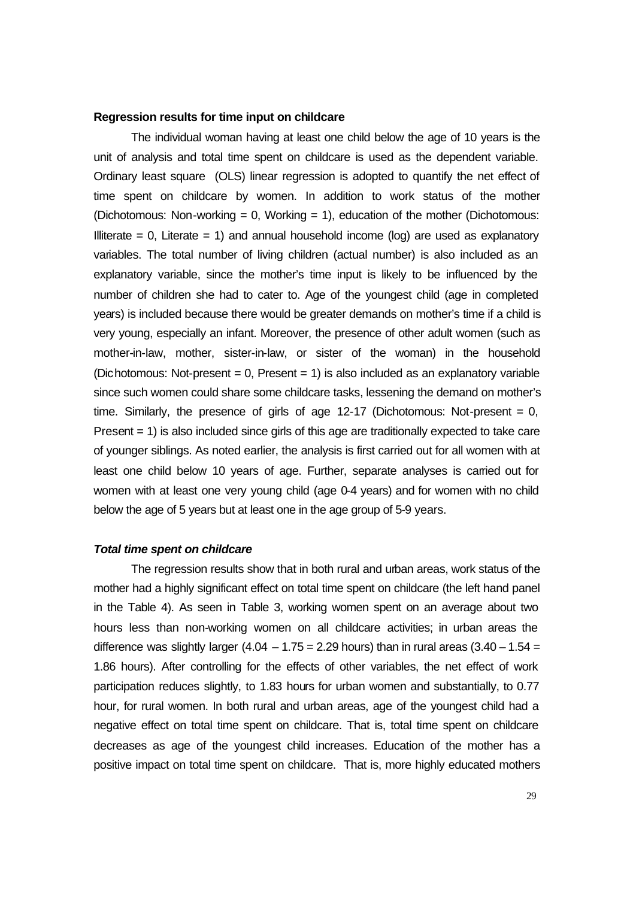**Regression results for time input on childcare**

The individual woman having at least one child below the age of 10 years is the unit of analysis and total time spent on childcare is used as the dependent variable. Ordinary least square (OLS) linear regression is adopted to quantify the net effect of time spent on childcare by women. In addition to work status of the mother (Dichotomous: Non-working = 0, Working = 1), education of the mother (Dichotomous: Illiterate = 0, Literate = 1) and annual household income (log) are used as explanatory variables. The total number of living children (actual number) is also included as an explanatory variable, since the mother's time input is likely to be influenced by the number of children she had to cater to. Age of the youngest child (age in completed years) is included because there would be greater demands on mother's time if a child is very young, especially an infant. Moreover, the presence of other adult women (such as mother-in-law, mother, sister-in-law, or sister of the woman) in the household (Dichotomous: Not-present = 0, Present = 1) is also included as an explanatory variable since such women could share some childcare tasks, lessening the demand on mother's time. Similarly, the presence of girls of age 12-17 (Dichotomous: Not-present = 0, Present = 1) is also included since girls of this age are traditionally expected to take care of younger siblings. As noted earlier, the analysis is first carried out for all women with at least one child below 10 years of age. Further, separate analyses is carried out for women with at least one very young child (age 0-4 years) and for women with no child below the age of 5 years but at least one in the age group of 5-9 years.

***Total time spent on childcare***

The regression results show that in both rural and urban areas, work status of the mother had a highly significant effect on total time spent on childcare (the left hand panel in the Table 4). As seen in Table 3, working women spent on an average about two hours less than non-working women on all childcare activities; in urban areas the difference was slightly larger (4.04 – 1.75 = 2.29 hours) than in rural areas (3.40 – 1.54 = 1.86 hours). After controlling for the effects of other variables, the net effect of work participation reduces slightly, to 1.83 hours for urban women and substantially, to 0.77 hour, for rural women. In both rural and urban areas, age of the youngest child had a negative effect on total time spent on childcare. That is, total time spent on childcare decreases as age of the youngest child increases. Education of the mother has a positive impact on total time spent on childcare. That is, more highly educated mothers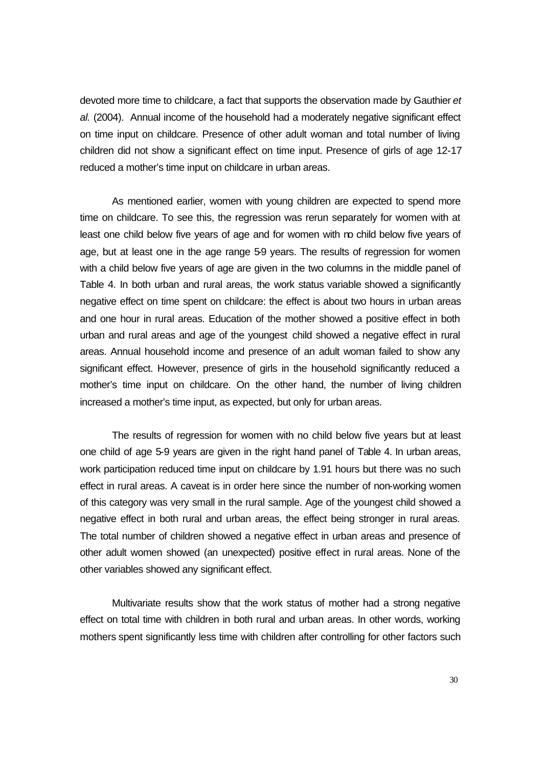devoted more time to childcare, a fact that supports the observation made by Gauthier *et al.* (2004). Annual income of the household had a moderately negative significant effect on time input on childcare. Presence of other adult woman and total number of living children did not show a significant effect on time input. Presence of girls of age 12-17 reduced a mother's time input on childcare in urban areas.

As mentioned earlier, women with young children are expected to spend more time on childcare. To see this, the regression was rerun separately for women with at least one child below five years of age and for women with no child below five years of age, but at least one in the age range 5-9 years. The results of regression for women with a child below five years of age are given in the two columns in the middle panel of Table 4. In both urban and rural areas, the work status variable showed a significantly negative effect on time spent on childcare: the effect is about two hours in urban areas and one hour in rural areas. Education of the mother showed a positive effect in both urban and rural areas and age of the youngest child showed a negative effect in rural areas. Annual household income and presence of an adult woman failed to show any significant effect. However, presence of girls in the household significantly reduced a mother's time input on childcare. On the other hand, the number of living children increased a mother's time input, as expected, but only for urban areas.

The results of regression for women with no child below five years but at least one child of age 5-9 years are given in the right hand panel of Table 4. In urban areas, work participation reduced time input on childcare by 1.91 hours but there was no such effect in rural areas. A caveat is in order here since the number of non-working women of this category was very small in the rural sample. Age of the youngest child showed a negative effect in both rural and urban areas, the effect being stronger in rural areas. The total number of children showed a negative effect in urban areas and presence of other adult women showed (an unexpected) positive effect in rural areas. None of the other variables showed any significant effect.

Multivariate results show that the work status of mother had a strong negative effect on total time with children in both rural and urban areas. In other words, working mothers spent significantly less time with children after controlling for other factors such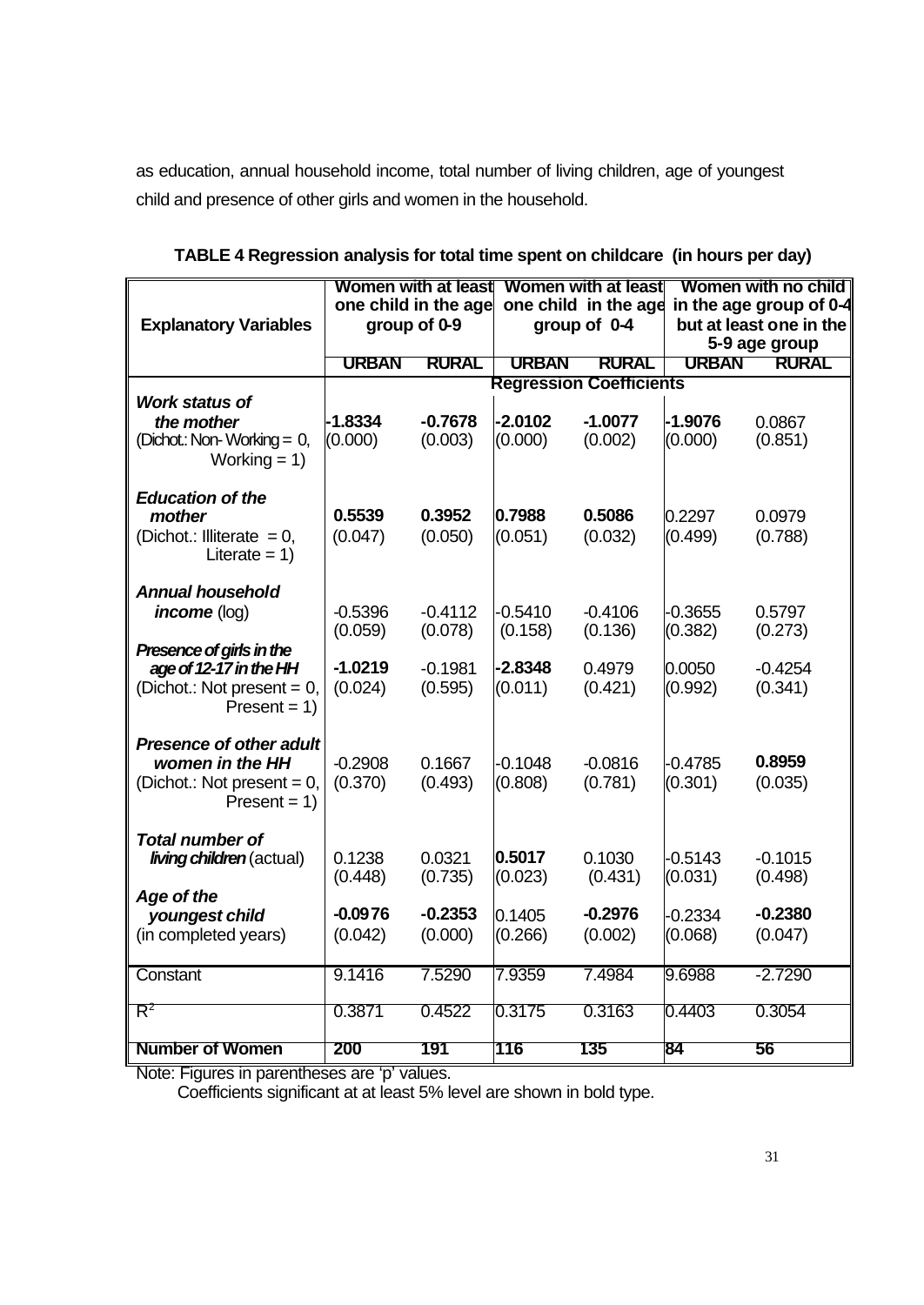as education, annual household income, total number of living children, age of youngest child and presence of other girls and women in the household.

**TABLE 4 Regression analysis for total time spent on childcare (in hours per day)**

| Explanatory Variables | Women with at least one child in the age group of 0-9 | | Women with at least one child in the age group of 0-4 | | Women with no child in the age group of 0-4 but at least one in the 5-9 age group | |
|---|---|---|---|---|---|---|
| | **URBAN** | **RURAL** | **URBAN** | **RURAL** | **URBAN** | **RURAL** |
| | **Regression Coefficients** | | | | | |
| ***Work status of the mother*** (Dichot.: Non-Working = 0, Working = 1) | **-1.8334** (0.000) | **-0.7678** (0.003) | **-2.0102** (0.000) | **-1.0077** (0.002) | **-1.9076** (0.000) | 0.0867 (0.851) |
| ***Education of the mother*** (Dichot.: Illiterate = 0, Literate = 1) | **0.5539** (0.047) | **0.3952** (0.050) | **0.7988** (0.051) | **0.5086** (0.032) | 0.2297 (0.499) | 0.0979 (0.788) |
| ***Annual household income*** (log) | -0.5396 (0.059) | -0.4112 (0.078) | -0.5410 (0.158) | -0.4106 (0.136) | -0.3655 (0.382) | 0.5797 (0.273) |
| ***Presence of girls in the age of 12-17 in the HH*** (Dichot.: Not present = 0, Present = 1) | **-1.0219** (0.024) | -0.1981 (0.595) | **-2.8348** (0.011) | 0.4979 (0.421) | 0.0050 (0.992) | -0.4254 (0.341) |
| ***Presence of other adult women in the HH*** (Dichot.: Not present = 0, Present = 1) | -0.2908 (0.370) | 0.1667 (0.493) | -0.1048 (0.808) | -0.0816 (0.781) | -0.4785 (0.301) | **0.8959** (0.035) |
| ***Total number of living children*** (actual) | 0.1238 (0.448) | 0.0321 (0.735) | **0.5017** (0.023) | 0.1030 (0.431) | -0.5143 (0.031) | -0.1015 (0.498) |
| ***Age of the youngest child*** (in completed years) | **-0.0976** (0.042) | **-0.2353** (0.000) | 0.1405 (0.266) | **-0.2976** (0.002) | -0.2334 (0.068) | **-0.2380** (0.047) |
| Constant | 9.1416 | 7.5290 | 7.9359 | 7.4984 | 9.6988 | -2.7290 |
| $R^2$ | 0.3871 | 0.4522 | 0.3175 | 0.3163 | 0.4403 | 0.3054 |
| **Number of Women** | **200** | **191** | **116** | **135** | **84** | **56** |

Note: Figures in parentheses are 'p' values.
Coefficients significant at at least 5% level are shown in bold type.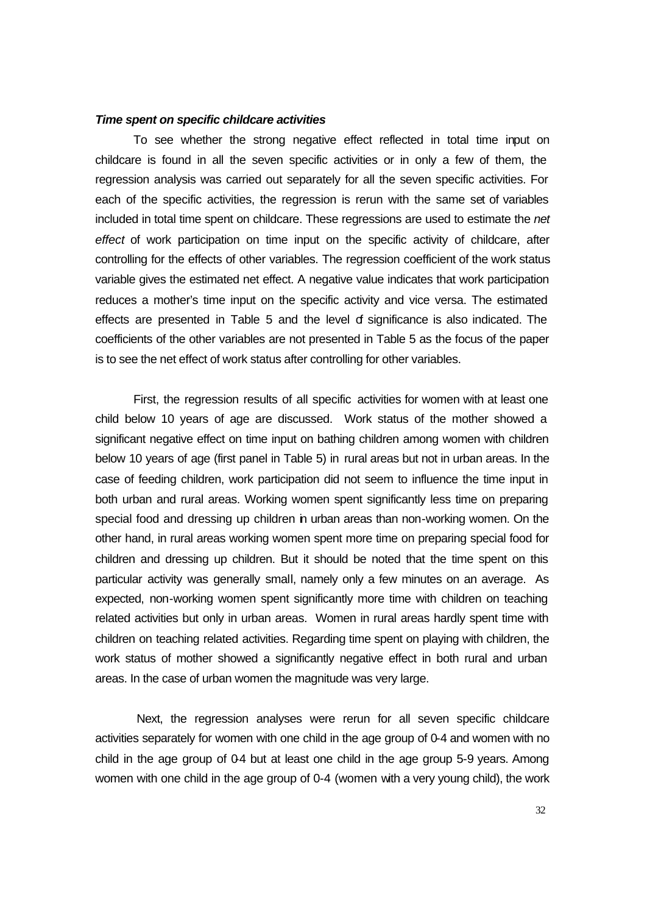### ***Time spent on specific childcare activities***

To see whether the strong negative effect reflected in total time input on childcare is found in all the seven specific activities or in only a few of them, the regression analysis was carried out separately for all the seven specific activities. For each of the specific activities, the regression is rerun with the same set of variables included in total time spent on childcare. These regressions are used to estimate the *net effect* of work participation on time input on the specific activity of childcare, after controlling for the effects of other variables. The regression coefficient of the work status variable gives the estimated net effect. A negative value indicates that work participation reduces a mother's time input on the specific activity and vice versa. The estimated effects are presented in Table 5 and the level of significance is also indicated. The coefficients of the other variables are not presented in Table 5 as the focus of the paper is to see the net effect of work status after controlling for other variables.

First, the regression results of all specific activities for women with at least one child below 10 years of age are discussed. Work status of the mother showed a significant negative effect on time input on bathing children among women with children below 10 years of age (first panel in Table 5) in rural areas but not in urban areas. In the case of feeding children, work participation did not seem to influence the time input in both urban and rural areas. Working women spent significantly less time on preparing special food and dressing up children in urban areas than non-working women. On the other hand, in rural areas working women spent more time on preparing special food for children and dressing up children. But it should be noted that the time spent on this particular activity was generally small, namely only a few minutes on an average. As expected, non-working women spent significantly more time with children on teaching related activities but only in urban areas. Women in rural areas hardly spent time with children on teaching related activities. Regarding time spent on playing with children, the work status of mother showed a significantly negative effect in both rural and urban areas. In the case of urban women the magnitude was very large.

Next, the regression analyses were rerun for all seven specific childcare activities separately for women with one child in the age group of 0-4 and women with no child in the age group of 0-4 but at least one child in the age group 5-9 years. Among women with one child in the age group of 0-4 (women with a very young child), the work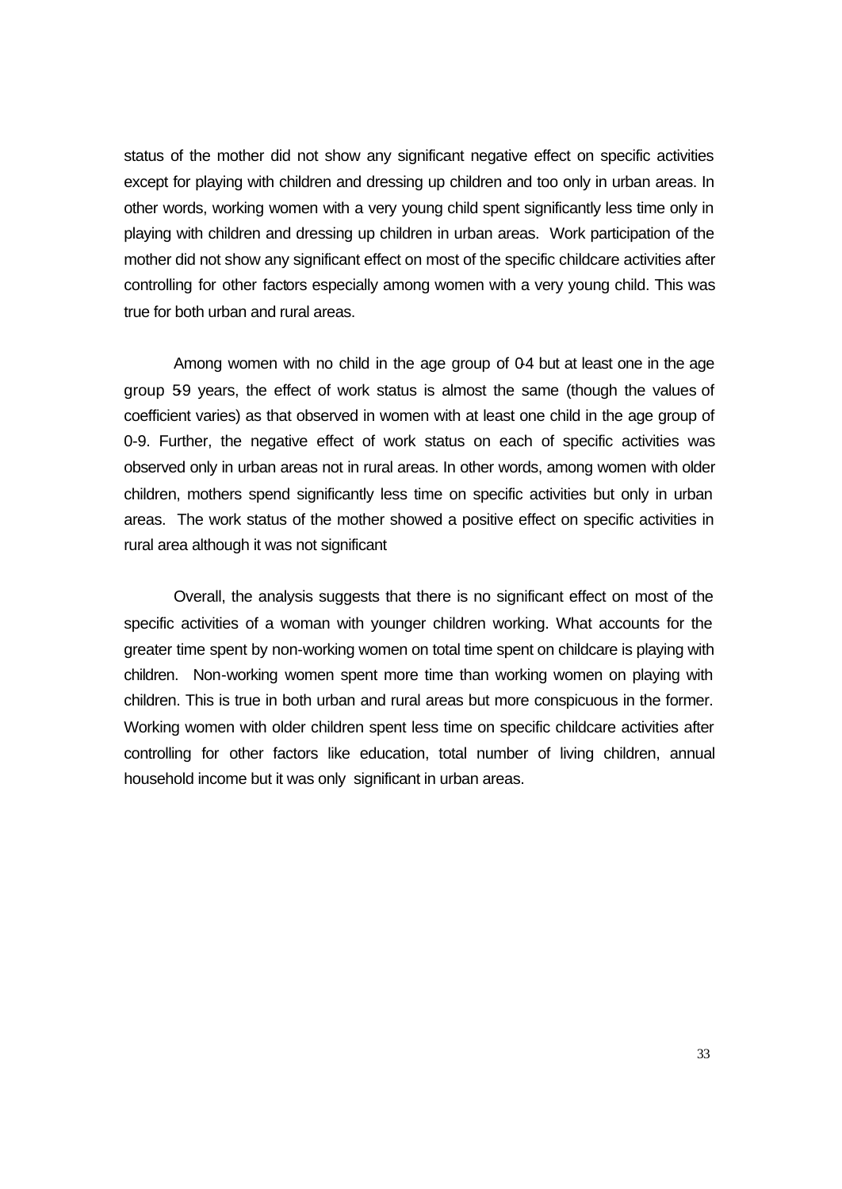status of the mother did not show any significant negative effect on specific activities except for playing with children and dressing up children and too only in urban areas. In other words, working women with a very young child spent significantly less time only in playing with children and dressing up children in urban areas. Work participation of the mother did not show any significant effect on most of the specific childcare activities after controlling for other factors especially among women with a very young child. This was true for both urban and rural areas.

Among women with no child in the age group of 0-4 but at least one in the age group 5-9 years, the effect of work status is almost the same (though the values of coefficient varies) as that observed in women with at least one child in the age group of 0-9. Further, the negative effect of work status on each of specific activities was observed only in urban areas not in rural areas. In other words, among women with older children, mothers spend significantly less time on specific activities but only in urban areas. The work status of the mother showed a positive effect on specific activities in rural area although it was not significant

Overall, the analysis suggests that there is no significant effect on most of the specific activities of a woman with younger children working. What accounts for the greater time spent by non-working women on total time spent on childcare is playing with children. Non-working women spent more time than working women on playing with children. This is true in both urban and rural areas but more conspicuous in the former. Working women with older children spent less time on specific childcare activities after controlling for other factors like education, total number of living children, annual household income but it was only significant in urban areas.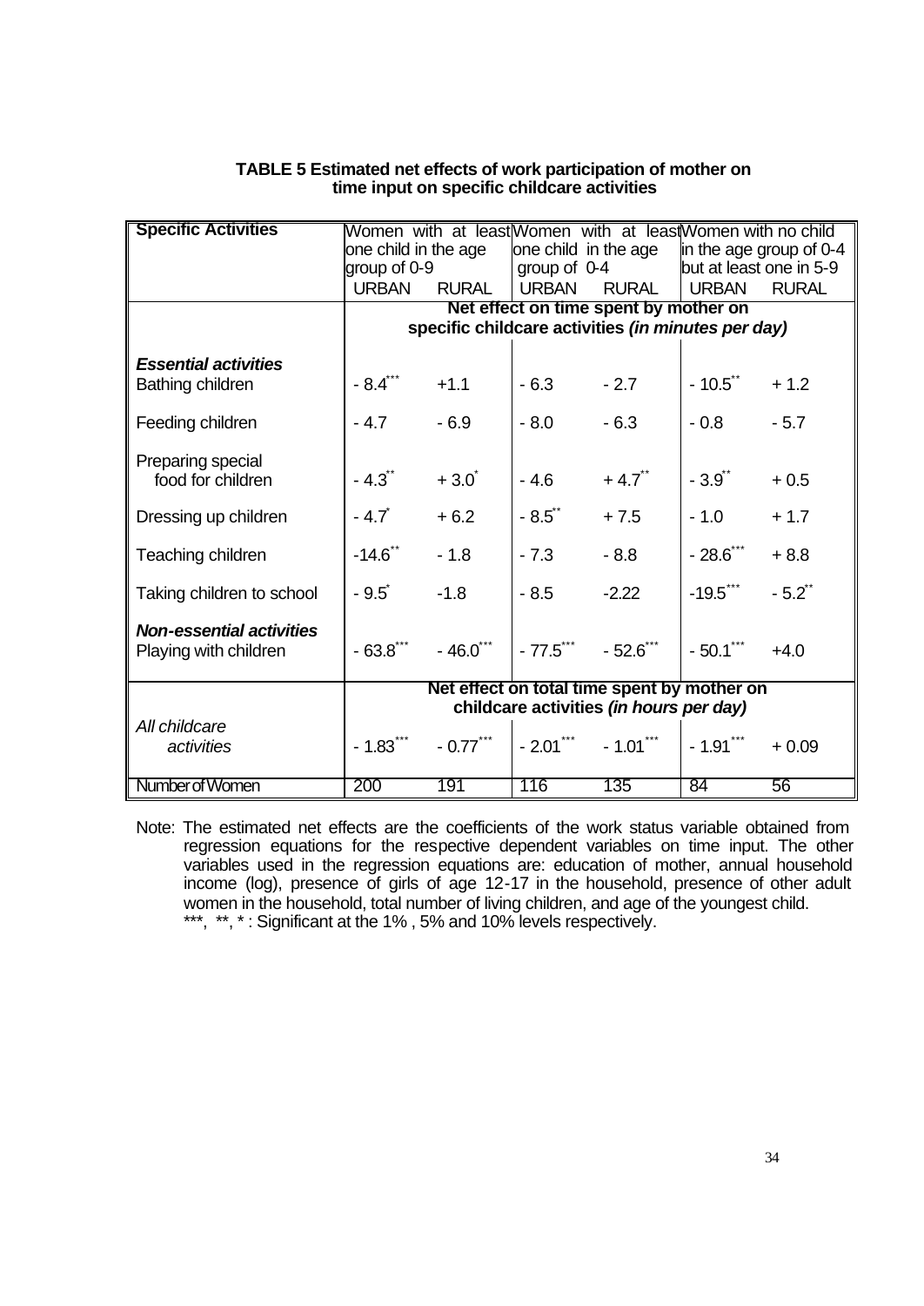**TABLE 5 Estimated net effects of work participation of mother on time input on specific childcare activities**

| Specific Activities | Women with at least one child in the age group of 0-9 | | Women with at least one child in the age group of 0-4 | | Women with no child in the age group of 0-4 but at least one in 5-9 | |
|---|---|---|---|---|---|---|
| | URBAN | RURAL | URBAN | RURAL | URBAN | RURAL |
| | **Net effect on time spent by mother on specific childcare activities *(in minutes per day)*** | | | | | |
| ***Essential activities*** | | | | | | |
| Bathing children | - 8.4*** | +1.1 | - 6.3 | - 2.7 | - 10.5** | + 1.2 |
| Feeding children | - 4.7 | - 6.9 | - 8.0 | - 6.3 | - 0.8 | - 5.7 |
| Preparing special food for children | - 4.3** | + 3.0* | - 4.6 | + 4.7** | - 3.9** | + 0.5 |
| Dressing up children | - 4.7* | + 6.2 | - 8.5** | + 7.5 | - 1.0 | + 1.7 |
| Teaching children | -14.6** | - 1.8 | - 7.3 | - 8.8 | - 28.6*** | + 8.8 |
| Taking children to school | - 9.5* | -1.8 | - 8.5 | -2.22 | -19.5*** | - 5.2** |
| ***Non-essential activities*** | | | | | | |
| Playing with children | - 63.8*** | - 46.0*** | - 77.5*** | - 52.6*** | - 50.1*** | +4.0 |
| | **Net effect on total time spent by mother on childcare activities *(in hours per day)*** | | | | | |
| *All childcare activities* | - 1.83*** | - 0.77*** | - 2.01*** | - 1.01*** | - 1.91*** | + 0.09 |
| Number of Women | 200 | 191 | 116 | 135 | 84 | 56 |

Note: The estimated net effects are the coefficients of the work status variable obtained from regression equations for the respective dependent variables on time input. The other variables used in the regression equations are: education of mother, annual household income (log), presence of girls of age 12-17 in the household, presence of other adult women in the household, total number of living children, and age of the youngest child.
***, **, * : Significant at the 1% , 5% and 10% levels respectively.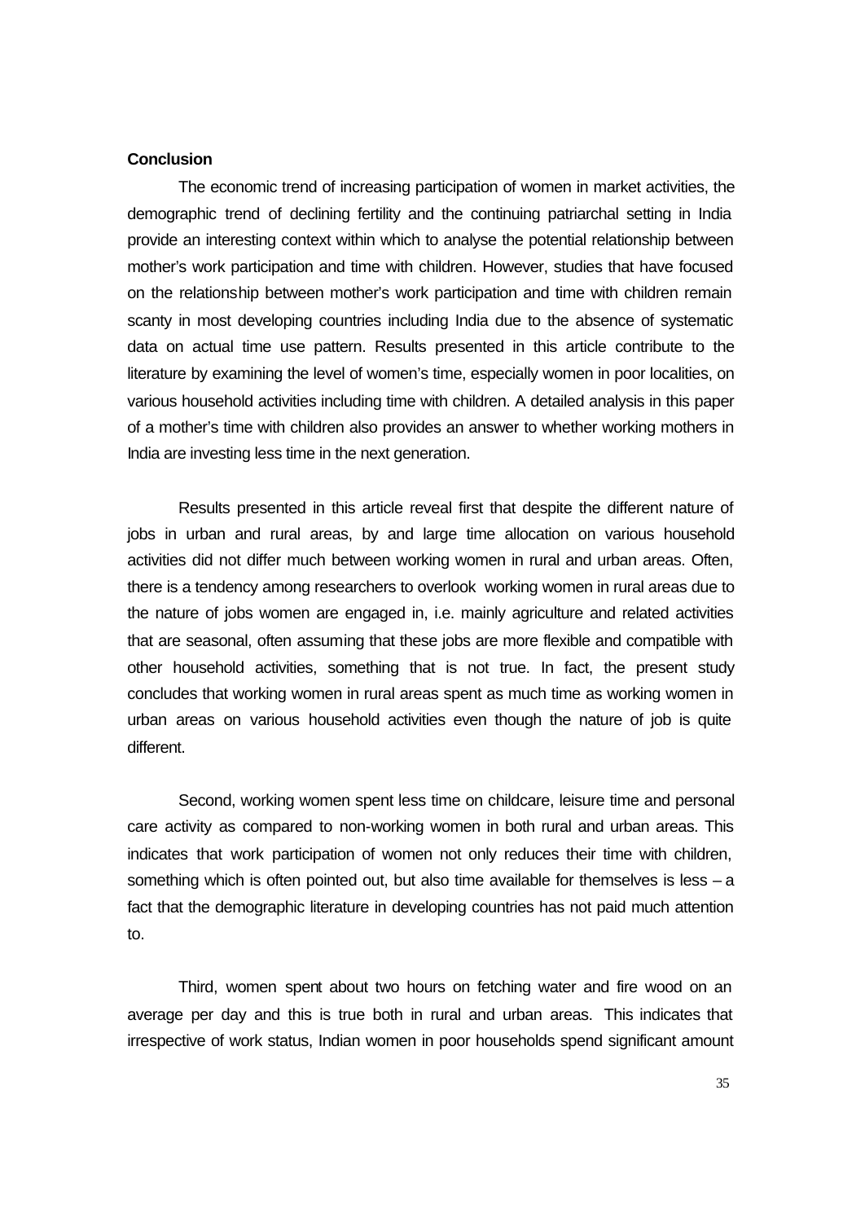**Conclusion**

The economic trend of increasing participation of women in market activities, the demographic trend of declining fertility and the continuing patriarchal setting in India provide an interesting context within which to analyse the potential relationship between mother's work participation and time with children. However, studies that have focused on the relationship between mother's work participation and time with children remain scanty in most developing countries including India due to the absence of systematic data on actual time use pattern. Results presented in this article contribute to the literature by examining the level of women's time, especially women in poor localities, on various household activities including time with children. A detailed analysis in this paper of a mother's time with children also provides an answer to whether working mothers in India are investing less time in the next generation.

Results presented in this article reveal first that despite the different nature of jobs in urban and rural areas, by and large time allocation on various household activities did not differ much between working women in rural and urban areas. Often, there is a tendency among researchers to overlook working women in rural areas due to the nature of jobs women are engaged in, i.e. mainly agriculture and related activities that are seasonal, often assuming that these jobs are more flexible and compatible with other household activities, something that is not true. In fact, the present study concludes that working women in rural areas spent as much time as working women in urban areas on various household activities even though the nature of job is quite different.

Second, working women spent less time on childcare, leisure time and personal care activity as compared to non-working women in both rural and urban areas. This indicates that work participation of women not only reduces their time with children, something which is often pointed out, but also time available for themselves is less – a fact that the demographic literature in developing countries has not paid much attention to.

Third, women spent about two hours on fetching water and fire wood on an average per day and this is true both in rural and urban areas. This indicates that irrespective of work status, Indian women in poor households spend significant amount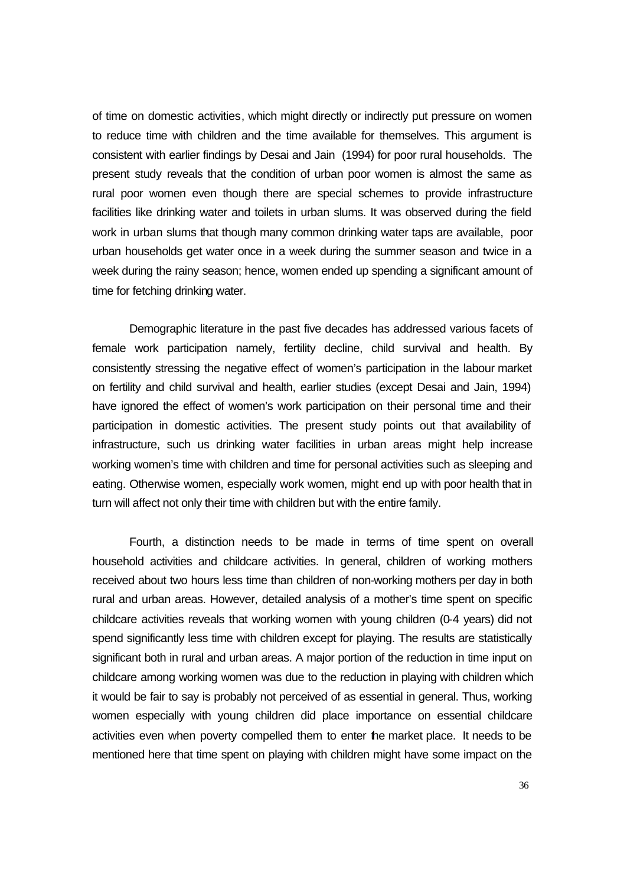of time on domestic activities, which might directly or indirectly put pressure on women to reduce time with children and the time available for themselves. This argument is consistent with earlier findings by Desai and Jain (1994) for poor rural households. The present study reveals that the condition of urban poor women is almost the same as rural poor women even though there are special schemes to provide infrastructure facilities like drinking water and toilets in urban slums. It was observed during the field work in urban slums that though many common drinking water taps are available, poor urban households get water once in a week during the summer season and twice in a week during the rainy season; hence, women ended up spending a significant amount of time for fetching drinking water.

Demographic literature in the past five decades has addressed various facets of female work participation namely, fertility decline, child survival and health. By consistently stressing the negative effect of women's participation in the labour market on fertility and child survival and health, earlier studies (except Desai and Jain, 1994) have ignored the effect of women's work participation on their personal time and their participation in domestic activities. The present study points out that availability of infrastructure, such us drinking water facilities in urban areas might help increase working women's time with children and time for personal activities such as sleeping and eating. Otherwise women, especially work women, might end up with poor health that in turn will affect not only their time with children but with the entire family.

Fourth, a distinction needs to be made in terms of time spent on overall household activities and childcare activities. In general, children of working mothers received about two hours less time than children of non-working mothers per day in both rural and urban areas. However, detailed analysis of a mother's time spent on specific childcare activities reveals that working women with young children (0-4 years) did not spend significantly less time with children except for playing. The results are statistically significant both in rural and urban areas. A major portion of the reduction in time input on childcare among working women was due to the reduction in playing with children which it would be fair to say is probably not perceived of as essential in general. Thus, working women especially with young children did place importance on essential childcare activities even when poverty compelled them to enter the market place. It needs to be mentioned here that time spent on playing with children might have some impact on the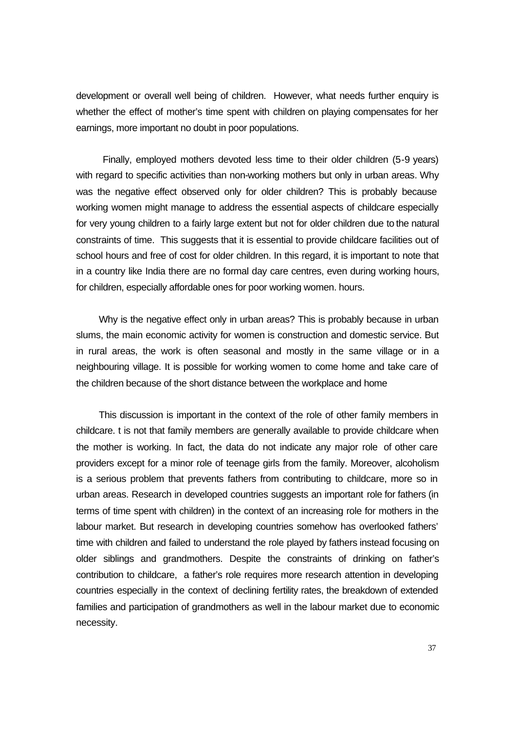development or overall well being of children. However, what needs further enquiry is whether the effect of mother's time spent with children on playing compensates for her earnings, more important no doubt in poor populations.

Finally, employed mothers devoted less time to their older children (5-9 years) with regard to specific activities than non-working mothers but only in urban areas. Why was the negative effect observed only for older children? This is probably because working women might manage to address the essential aspects of childcare especially for very young children to a fairly large extent but not for older children due to the natural constraints of time. This suggests that it is essential to provide childcare facilities out of school hours and free of cost for older children. In this regard, it is important to note that in a country like India there are no formal day care centres, even during working hours, for children, especially affordable ones for poor working women. hours.

Why is the negative effect only in urban areas? This is probably because in urban slums, the main economic activity for women is construction and domestic service. But in rural areas, the work is often seasonal and mostly in the same village or in a neighbouring village. It is possible for working women to come home and take care of the children because of the short distance between the workplace and home

This discussion is important in the context of the role of other family members in childcare. t is not that family members are generally available to provide childcare when the mother is working. In fact, the data do not indicate any major role of other care providers except for a minor role of teenage girls from the family. Moreover, alcoholism is a serious problem that prevents fathers from contributing to childcare, more so in urban areas. Research in developed countries suggests an important role for fathers (in terms of time spent with children) in the context of an increasing role for mothers in the labour market. But research in developing countries somehow has overlooked fathers' time with children and failed to understand the role played by fathers instead focusing on older siblings and grandmothers. Despite the constraints of drinking on father's contribution to childcare, a father's role requires more research attention in developing countries especially in the context of declining fertility rates, the breakdown of extended families and participation of grandmothers as well in the labour market due to economic necessity.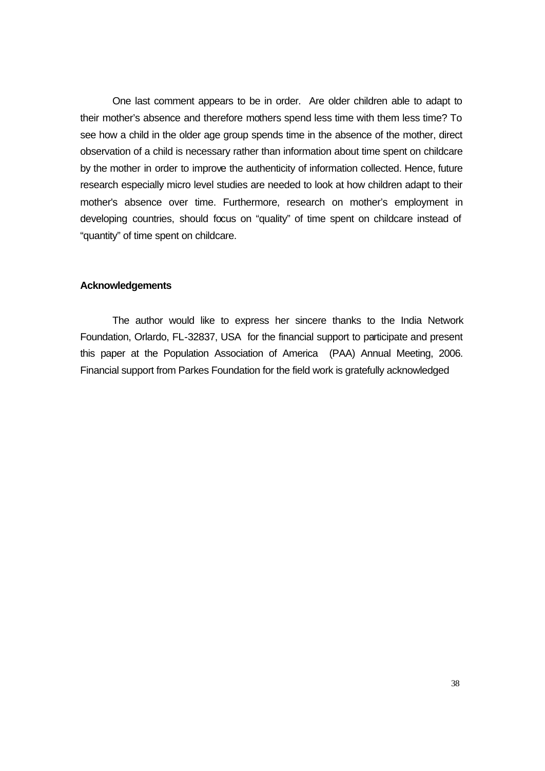One last comment appears to be in order. Are older children able to adapt to their mother's absence and therefore mothers spend less time with them less time? To see how a child in the older age group spends time in the absence of the mother, direct observation of a child is necessary rather than information about time spent on childcare by the mother in order to improve the authenticity of information collected. Hence, future research especially micro level studies are needed to look at how children adapt to their mother's absence over time. Furthermore, research on mother's employment in developing countries, should focus on "quality" of time spent on childcare instead of "quantity" of time spent on childcare.

**Acknowledgements**

The author would like to express her sincere thanks to the India Network Foundation, Orlardo, FL-32837, USA for the financial support to participate and present this paper at the Population Association of America (PAA) Annual Meeting, 2006. Financial support from Parkes Foundation for the field work is gratefully acknowledged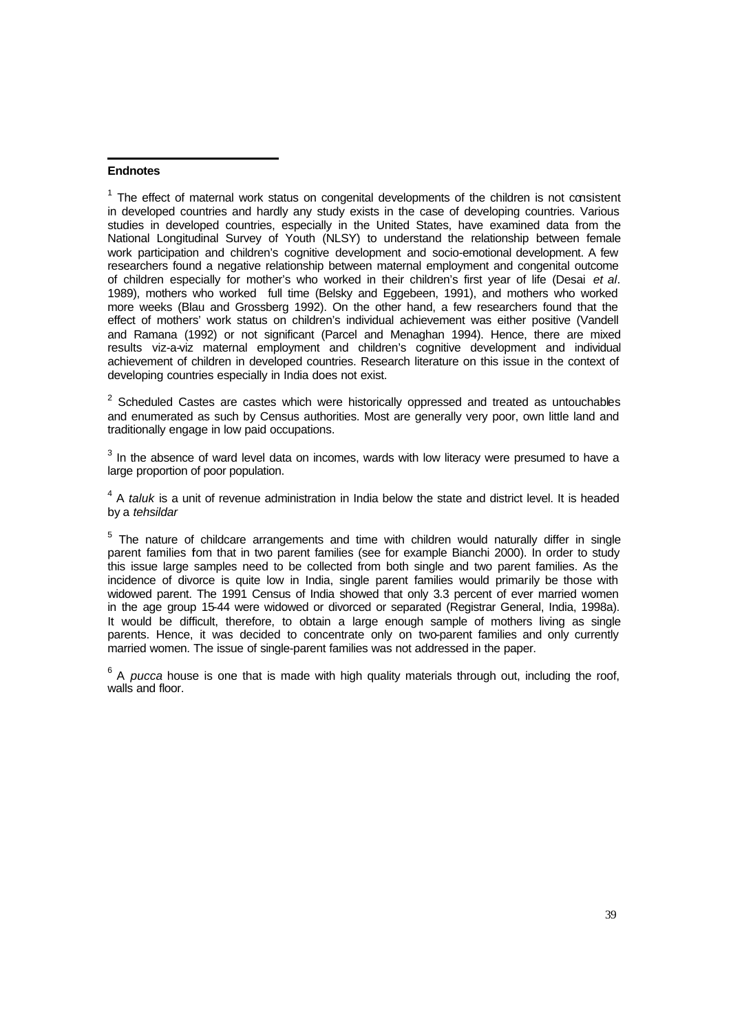**Endnotes**

[1] The effect of maternal work status on congenital developments of the children is not consistent in developed countries and hardly any study exists in the case of developing countries. Various studies in developed countries, especially in the United States, have examined data from the National Longitudinal Survey of Youth (NLSY) to understand the relationship between female work participation and children's cognitive development and socio-emotional development. A few researchers found a negative relationship between maternal employment and congenital outcome of children especially for mother's who worked in their children's first year of life (Desai *et al*. 1989), mothers who worked full time (Belsky and Eggebeen, 1991), and mothers who worked more weeks (Blau and Grossberg 1992). On the other hand, a few researchers found that the effect of mothers' work status on children's individual achievement was either positive (Vandell and Ramana (1992) or not significant (Parcel and Menaghan 1994). Hence, there are mixed results viz-a-viz maternal employment and children's cognitive development and individual achievement of children in developed countries. Research literature on this issue in the context of developing countries especially in India does not exist.

[2] Scheduled Castes are castes which were historically oppressed and treated as untouchables and enumerated as such by Census authorities. Most are generally very poor, own little land and traditionally engage in low paid occupations.

[3] In the absence of ward level data on incomes, wards with low literacy were presumed to have a large proportion of poor population.

[4] A *taluk* is a unit of revenue administration in India below the state and district level. It is headed by a *tehsildar*

[5] The nature of childcare arrangements and time with children would naturally differ in single parent families fom that in two parent families (see for example Bianchi 2000). In order to study this issue large samples need to be collected from both single and two parent families. As the incidence of divorce is quite low in India, single parent families would primarily be those with widowed parent. The 1991 Census of India showed that only 3.3 percent of ever married women in the age group 15-44 were widowed or divorced or separated (Registrar General, India, 1998a). It would be difficult, therefore, to obtain a large enough sample of mothers living as single parents. Hence, it was decided to concentrate only on two-parent families and only currently married women. The issue of single-parent families was not addressed in the paper.

[6] A *pucca* house is one that is made with high quality materials through out, including the roof, walls and floor.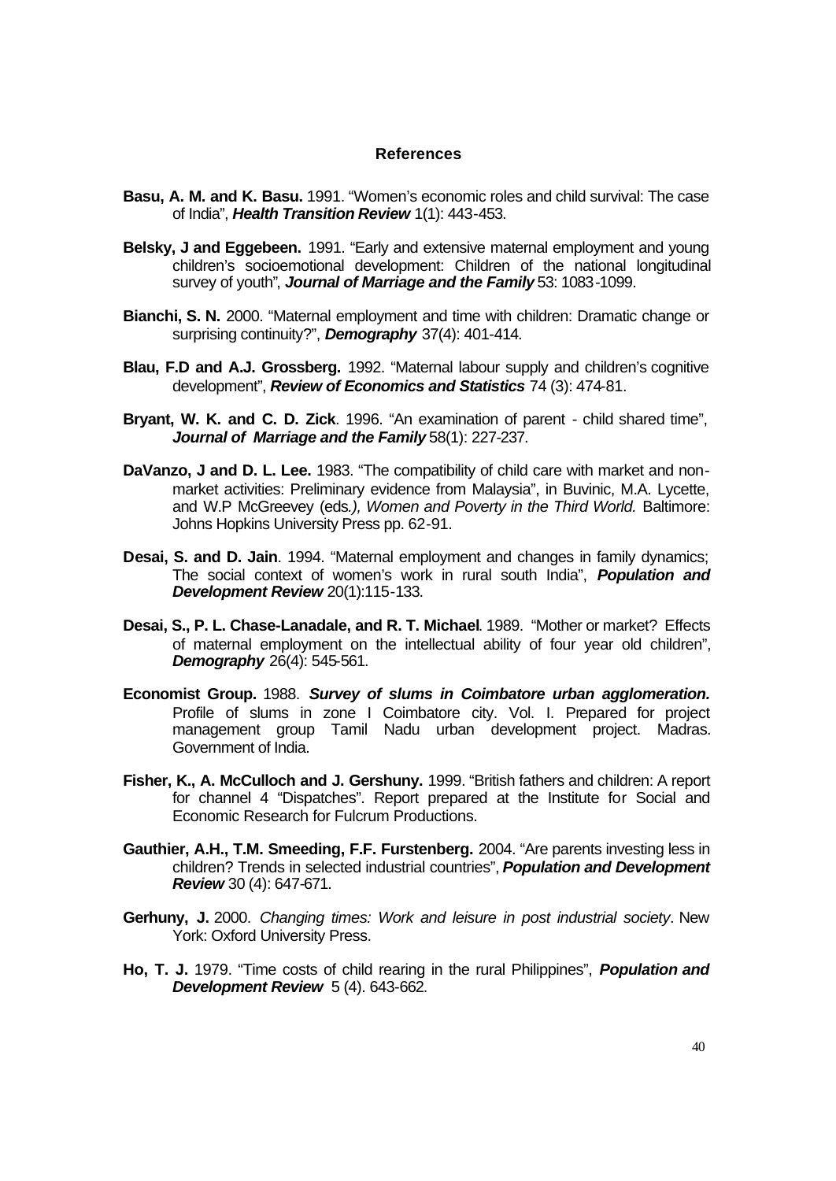## References

**Basu, A. M. and K. Basu.** 1991. "Women's economic roles and child survival: The case of India", ***Health Transition Review*** 1(1): 443-453.

**Belsky, J and Eggebeen.** 1991. "Early and extensive maternal employment and young children's socioemotional development: Children of the national longitudinal survey of youth", ***Journal of Marriage and the Family*** 53: 1083-1099.

**Bianchi, S. N.** 2000. "Maternal employment and time with children: Dramatic change or surprising continuity?", ***Demography*** 37(4): 401-414.

**Blau, F.D and A.J. Grossberg.** 1992. "Maternal labour supply and children's cognitive development", ***Review of Economics and Statistics*** 74 (3): 474-81.

**Bryant, W. K. and C. D. Zick**. 1996. "An examination of parent - child shared time", ***Journal of Marriage and the Family*** 58(1): 227-237.

**DaVanzo, J and D. L. Lee.** 1983. "The compatibility of child care with market and non-market activities: Preliminary evidence from Malaysia", in Buvinic, M.A. Lycette, and W.P McGreevey (eds*.), Women and Poverty in the Third World.* Baltimore: Johns Hopkins University Press pp. 62-91.

**Desai, S. and D. Jain**. 1994. "Maternal employment and changes in family dynamics; The social context of women's work in rural south India", ***Population and Development Review*** 20(1):115-133.

**Desai, S., P. L. Chase-Lanadale, and R. T. Michael**. 1989. "Mother or market? Effects of maternal employment on the intellectual ability of four year old children", ***Demography*** 26(4): 545-561.

**Economist Group.** 1988. ***Survey of slums in Coimbatore urban agglomeration.*** Profile of slums in zone I Coimbatore city. Vol. I. Prepared for project management group Tamil Nadu urban development project. Madras. Government of India.

**Fisher, K., A. McCulloch and J. Gershuny.** 1999. "British fathers and children: A report for channel 4 "Dispatches". Report prepared at the Institute for Social and Economic Research for Fulcrum Productions.

**Gauthier, A.H., T.M. Smeeding, F.F. Furstenberg.** 2004. "Are parents investing less in children? Trends in selected industrial countries", ***Population and Development Review*** 30 (4): 647-671.

**Gerhuny, J.** 2000. *Changing times: Work and leisure in post industrial society*. New York: Oxford University Press.

**Ho, T. J.** 1979. "Time costs of child rearing in the rural Philippines", ***Population and Development Review*** 5 (4). 643-662.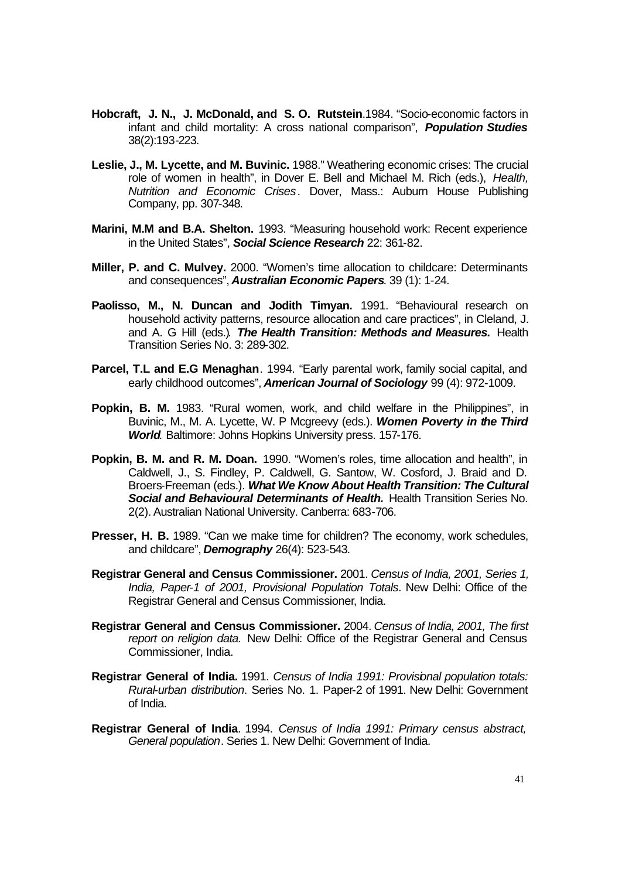**Hobcraft, J. N., J. McDonald, and S. O. Rutstein**.1984. "Socio-economic factors in infant and child mortality: A cross national comparison", ***Population Studies*** 38(2):193-223.

**Leslie, J., M. Lycette, and M. Buvinic.** 1988." Weathering economic crises: The crucial role of women in health", in Dover E. Bell and Michael M. Rich (eds.), *Health, Nutrition and Economic Crises*. Dover, Mass.: Auburn House Publishing Company, pp. 307-348.

**Marini, M.M and B.A. Shelton.** 1993. "Measuring household work: Recent experience in the United States", ***Social Science Research*** 22: 361-82.

**Miller, P. and C. Mulvey.** 2000. "Women's time allocation to childcare: Determinants and consequences", ***Australian Economic Papers***. 39 (1): 1-24.

**Paolisso, M., N. Duncan and Jodith Timyan.** 1991. "Behavioural research on household activity patterns, resource allocation and care practices", in Cleland, J. and A. G Hill (eds.). ***The Health Transition: Methods and Measures.*** Health Transition Series No. 3: 289-302.

**Parcel, T.L and E.G Menaghan**. 1994. "Early parental work, family social capital, and early childhood outcomes", ***American Journal of Sociology*** 99 (4): 972-1009.

**Popkin, B. M.** 1983. "Rural women, work, and child welfare in the Philippines", in Buvinic, M., M. A. Lycette, W. P Mcgreevy (eds.). ***Women Poverty in the Third World***. Baltimore: Johns Hopkins University press. 157-176.

**Popkin, B. M. and R. M. Doan.** 1990. "Women's roles, time allocation and health", in Caldwell, J., S. Findley, P. Caldwell, G. Santow, W. Cosford, J. Braid and D. Broers-Freeman (eds.). ***What We Know About Health Transition: The Cultural Social and Behavioural Determinants of Health.*** Health Transition Series No. 2(2). Australian National University. Canberra: 683-706.

**Presser, H. B.** 1989. "Can we make time for children? The economy, work schedules, and childcare", ***Demography*** 26(4): 523-543.

**Registrar General and Census Commissioner.** 2001. *Census of India, 2001, Series 1, India, Paper-1 of 2001, Provisional Population Totals*. New Delhi: Office of the Registrar General and Census Commissioner, India.

**Registrar General and Census Commissioner.** 2004. *Census of India, 2001, The first report on religion data.* New Delhi: Office of the Registrar General and Census Commissioner, India.

**Registrar General of India.** 1991. *Census of India 1991: Provisional population totals: Rural-urban distribution*. Series No. 1. Paper-2 of 1991. New Delhi: Government of India.

**Registrar General of India**. 1994. *Census of India 1991: Primary census abstract, General population*. Series 1. New Delhi: Government of India.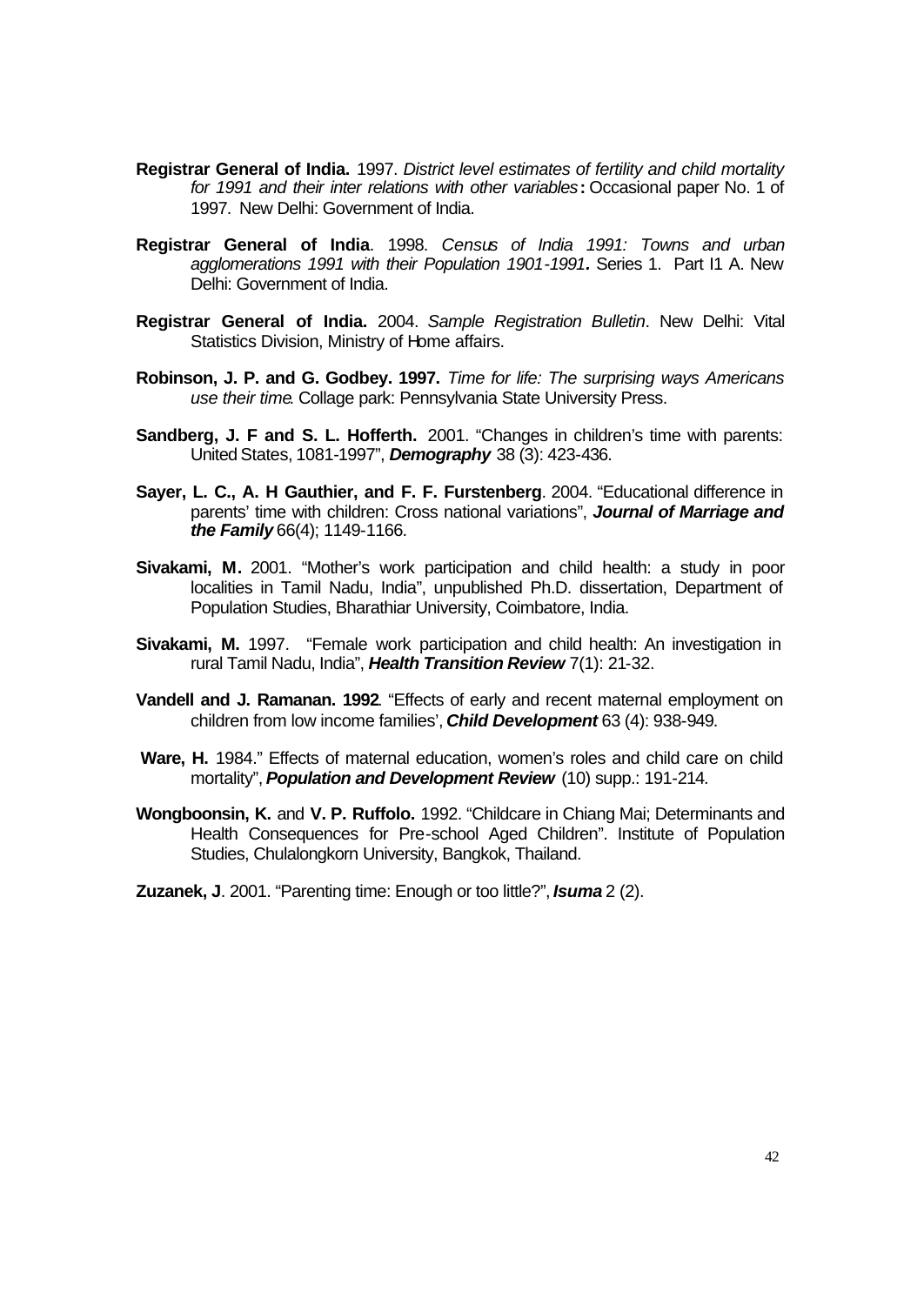**Registrar General of India.** 1997. *District level estimates of fertility and child mortality for 1991 and their inter relations with other variables***:** Occasional paper No. 1 of 1997. New Delhi: Government of India.

**Registrar General of India**. 1998. *Census of India 1991: Towns and urban agglomerations 1991 with their Population 1901-1991***.** Series 1. Part I1 A. New Delhi: Government of India.

**Registrar General of India.** 2004. *Sample Registration Bulletin*. New Delhi: Vital Statistics Division, Ministry of Home affairs.

**Robinson, J. P. and G. Godbey. 1997.** *Time for life: The surprising ways Americans use their time*. Collage park: Pennsylvania State University Press.

**Sandberg, J. F and S. L. Hofferth.** 2001. "Changes in children's time with parents: United States, 1081-1997", ***Demography*** 38 (3): 423-436.

**Sayer, L. C., A. H Gauthier, and F. F. Furstenberg**. 2004. "Educational difference in parents' time with children: Cross national variations", ***Journal of Marriage and the Family*** 66(4); 1149-1166.

**Sivakami, M.** 2001. "Mother's work participation and child health: a study in poor localities in Tamil Nadu, India", unpublished Ph.D. dissertation, Department of Population Studies, Bharathiar University, Coimbatore, India.

**Sivakami, M.** 1997. "Female work participation and child health: An investigation in rural Tamil Nadu, India", ***Health Transition Review*** 7(1): 21-32.

**Vandell and J. Ramanan. 1992**. "Effects of early and recent maternal employment on children from low income families', ***Child Development*** 63 (4): 938-949.

**Ware, H.** 1984." Effects of maternal education, women's roles and child care on child mortality", ***Population and Development Review*** (10) supp.: 191-214.

**Wongboonsin, K.** and **V. P. Ruffolo.** 1992. "Childcare in Chiang Mai; Determinants and Health Consequences for Pre-school Aged Children". Institute of Population Studies, Chulalongkorn University, Bangkok, Thailand.

**Zuzanek, J**. 2001. "Parenting time: Enough or too little?", ***Isuma*** 2 (2).